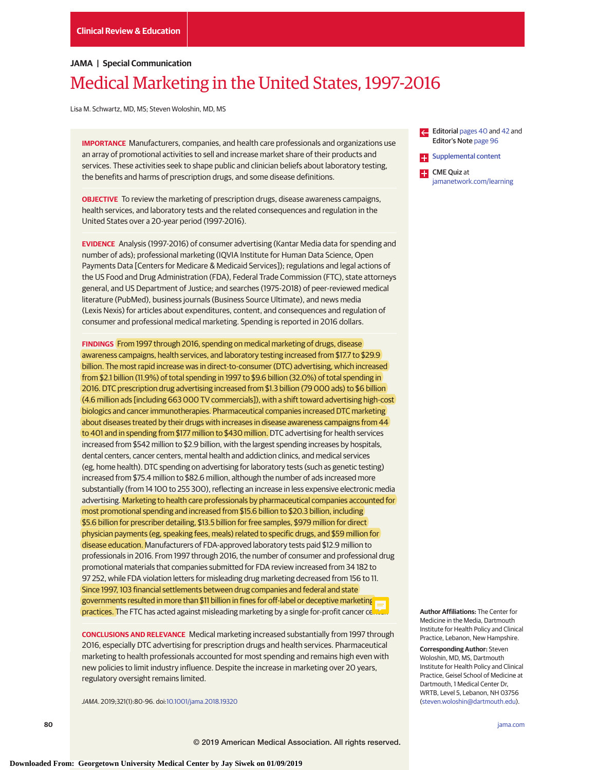Clinical Review & Education

JAMA | Special Communication

# Medical Marketing in the United States, 1997-2016

Lisa M. Schwartz, MD, MS; Steven Woloshin, MD, MS

**IMPORTANCE** Manufacturers, companies, and health care professionals and organizations use an array of promotional activities to sell and increase market share of their products and services. These activities seek to shape public and clinician beliefs about laboratory testing, the benefits and harms of prescription drugs, and some disease definitions.

**OBJECTIVE** To review the marketing of prescription drugs, disease awareness campaigns, health services, and laboratory tests and the related consequences and regulation in the United States over a 20-year period (1997-2016).

**EVIDENCE** Analysis (1997-2016) of consumer advertising (Kantar Media data for spending and number of ads); professional marketing (IQVIA Institute for Human Data Science, Open Payments Data [Centers for Medicare & Medicaid Services]); regulations and legal actions of the US Food and Drug Administration (FDA), Federal Trade Commission (FTC), state attorneys general, and US Department of Justice; and searches (1975-2018) of peer-reviewed medical literature (PubMed), business journals (Business Source Ultimate), and news media (Lexis Nexis) for articles about expenditures, content, and consequences and regulation of consumer and professional medical marketing. Spending is reported in 2016 dollars.

**FINDINGS** From 1997 through 2016, spending on medical marketing of drugs, disease awareness campaigns, health services, and laboratory testing increased from $17.7 to $29.9 billion. The most rapid increase was in direct-to-consumer (DTC) advertising, which increased from $2.1 billion (11.9%) of total spending in 1997 to $9.6 billion (32.0%) of total spending in 2016. DTC prescription drug advertising increased from $1.3 billion (79 000 ads) to $6 billion (4.6 million ads [including 663 000 TV commercials]), with a shift toward advertising high-cost biologics and cancer immunotherapies. Pharmaceutical companies increased DTC marketing about diseases treated by their drugs with increases in disease awareness campaigns from 44 to 401 and in spending from $177 million to $430 million. DTC advertising for health services increased from $542 million to $2.9 billion, with the largest spending increases by hospitals, dental centers, cancer centers, mental health and addiction clinics, and medical services (eg, home health). DTC spending on advertising for laboratory tests (such as genetic testing) increased from $75.4 million to $82.6 million, although the number of ads increased more substantially (from 14 100 to 255 300), reflecting an increase in less expensive electronic media advertising. Marketing to health care professionals by pharmaceutical companies accounted for most promotional spending and increased from $15.6 billion to $20.3 billion, including $5.6 billion for prescriber detailing, $13.5 billion for free samples, $979 million for direct physician payments (eg, speaking fees, meals) related to specific drugs, and $59 million for disease education. Manufacturers of FDA-approved laboratory tests paid $12.9 million to professionals in 2016. From 1997 through 2016, the number of consumer and professional drug promotional materials that companies submitted for FDA review increased from 34 182 to 97 252, while FDA violation letters for misleading drug marketing decreased from 156 to 11. Since 1997, 103 financial settlements between drug companies and federal and state governments resulted in more than $11 billion in fines for off-label or deceptive marketing practices. The FTC has acted against misleading marketing by a single for-profit cancer center.

**CONCLUSIONS AND RELEVANCE** Medical marketing increased substantially from 1997 through 2016, especially DTC advertising for prescription drugs and health services. Pharmaceutical marketing to health professionals accounted for most spending and remains high even with new policies to limit industry influence. Despite the increase in marketing over 20 years, regulatory oversight remains limited.

*JAMA*. 2019;321(1):80-96. doi:10.1001/jama.2018.19320

Editorial pages 40 and 42 and Editor's Note page 96

Supplemental content

CME Quiz at jamanetwork.com/learning

**Author Affiliations:** The Center for Medicine in the Media, Dartmouth Institute for Health Policy and Clinical Practice, Lebanon, New Hampshire.

**Corresponding Author:** Steven Woloshin, MD, MS, Dartmouth Institute for Health Policy and Clinical Practice, Geisel School of Medicine at Dartmouth, 1 Medical Center Dr, WRTB, Level 5, Lebanon, NH 03756 (steven.woloshin@dartmouth.edu).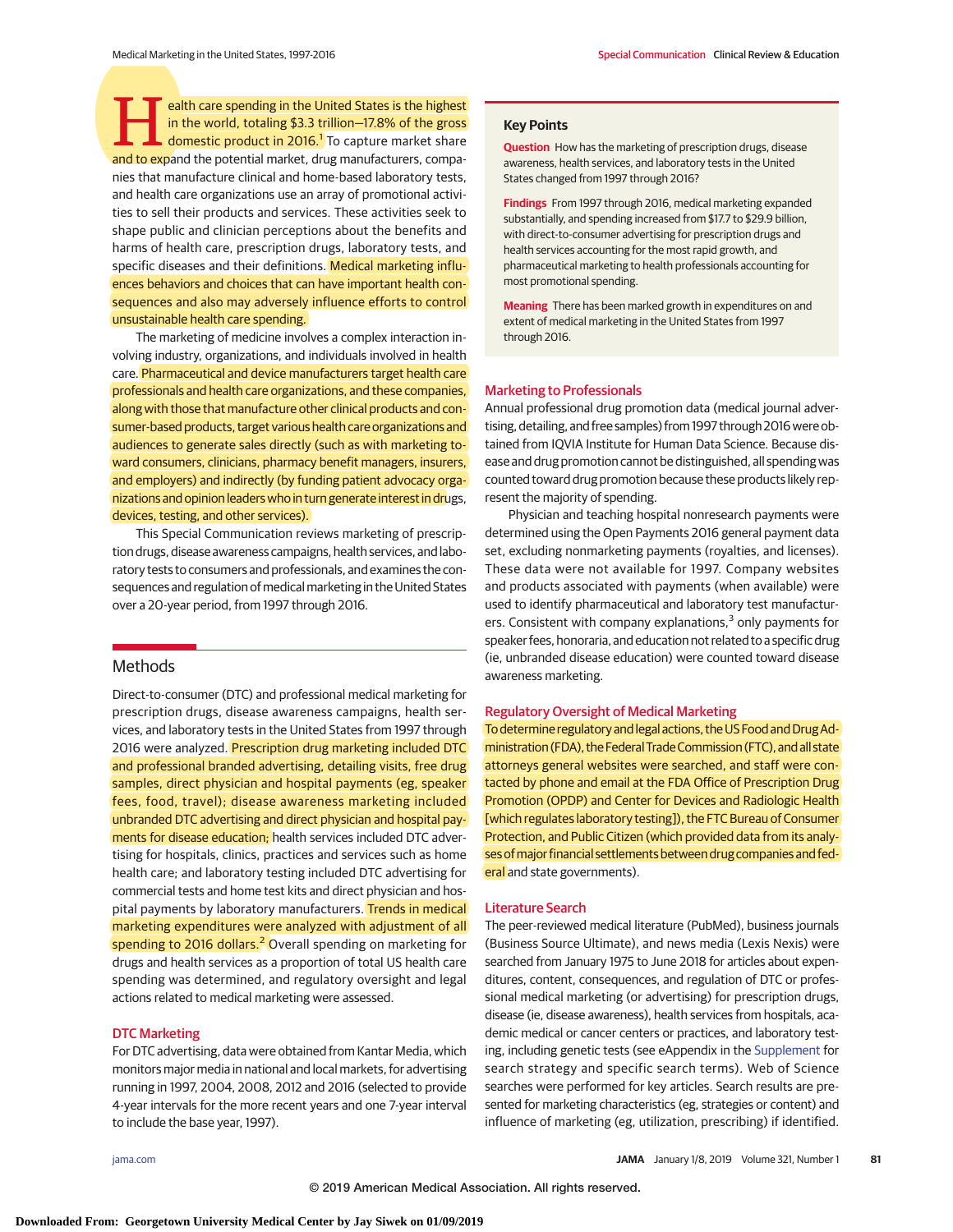Health care spending in the United States is the highest in the world, totaling $3.3 trillion—17.8% of the gross domestic product in 2016.[1] To capture market share and to expand the potential market, drug manufacturers, companies that manufacture clinical and home-based laboratory tests, and health care organizations use an array of promotional activities to sell their products and services. These activities seek to shape public and clinician perceptions about the benefits and harms of health care, prescription drugs, laboratory tests, and specific diseases and their definitions. Medical marketing influences behaviors and choices that can have important health consequences and also may adversely influence efforts to control unsustainable health care spending.

The marketing of medicine involves a complex interaction involving industry, organizations, and individuals involved in health care. Pharmaceutical and device manufacturers target health care professionals and health care organizations, and these companies, along with those that manufacture other clinical products and consumer-based products, target various health care organizations and audiences to generate sales directly (such as with marketing toward consumers, clinicians, pharmacy benefit managers, insurers, and employers) and indirectly (by funding patient advocacy organizations and opinion leaders who in turn generate interest in drugs, devices, testing, and other services).

This Special Communication reviews marketing of prescription drugs, disease awareness campaigns, health services, and laboratory tests to consumers and professionals, and examines the consequences and regulation of medical marketing in the United States over a 20-year period, from 1997 through 2016.

## Key Points

**Question** How has the marketing of prescription drugs, disease awareness, health services, and laboratory tests in the United States changed from 1997 through 2016?

**Findings** From 1997 through 2016, medical marketing expanded substantially, and spending increased from $17.7 to $29.9 billion, with direct-to-consumer advertising for prescription drugs and health services accounting for the most rapid growth, and pharmaceutical marketing to health professionals accounting for most promotional spending.

**Meaning** There has been marked growth in expenditures on and extent of medical marketing in the United States from 1997 through 2016.

## Methods

Direct-to-consumer (DTC) and professional medical marketing for prescription drugs, disease awareness campaigns, health services, and laboratory tests in the United States from 1997 through 2016 were analyzed. Prescription drug marketing included DTC and professional branded advertising, detailing visits, free drug samples, direct physician and hospital payments (eg, speaker fees, food, travel); disease awareness marketing included unbranded DTC advertising and direct physician and hospital payments for disease education; health services included DTC advertising for hospitals, clinics, practices and services such as home health care; and laboratory testing included DTC advertising for commercial tests and home test kits and direct physician and hospital payments by laboratory manufacturers. Trends in medical marketing expenditures were analyzed with adjustment of all spending to 2016 dollars.[2] Overall spending on marketing for drugs and health services as a proportion of total US health care spending was determined, and regulatory oversight and legal actions related to medical marketing were assessed.

### DTC Marketing

For DTC advertising, data were obtained from Kantar Media, which monitors major media in national and local markets, for advertising running in 1997, 2004, 2008, 2012 and 2016 (selected to provide 4-year intervals for the more recent years and one 7-year interval to include the base year, 1997).

### Marketing to Professionals

Annual professional drug promotion data (medical journal advertising, detailing, and free samples) from 1997 through 2016 were obtained from IQVIA Institute for Human Data Science. Because disease and drug promotion cannot be distinguished, all spending was counted toward drug promotion because these products likely represent the majority of spending.

Physician and teaching hospital nonresearch payments were determined using the Open Payments 2016 general payment data set, excluding nonmarketing payments (royalties, and licenses). These data were not available for 1997. Company websites and products associated with payments (when available) were used to identify pharmaceutical and laboratory test manufacturers. Consistent with company explanations,[3] only payments for speaker fees, honoraria, and education not related to a specific drug (ie, unbranded disease education) were counted toward disease awareness marketing.

### Regulatory Oversight of Medical Marketing

To determine regulatory and legal actions, the US Food and Drug Administration (FDA), the Federal Trade Commission (FTC), and all state attorneys general websites were searched, and staff were contacted by phone and email at the FDA Office of Prescription Drug Promotion (OPDP) and Center for Devices and Radiologic Health [which regulates laboratory testing]), the FTC Bureau of Consumer Protection, and Public Citizen (which provided data from its analyses of major financial settlements between drug companies and federal and state governments).

### Literature Search

The peer-reviewed medical literature (PubMed), business journals (Business Source Ultimate), and news media (Lexis Nexis) were searched from January 1975 to June 2018 for articles about expenditures, content, consequences, and regulation of DTC or professional medical marketing (or advertising) for prescription drugs, disease (ie, disease awareness), health services from hospitals, academic medical or cancer centers or practices, and laboratory testing, including genetic tests (see eAppendix in the Supplement for search strategy and specific search terms). Web of Science searches were performed for key articles. Search results are presented for marketing characteristics (eg, strategies or content) and influence of marketing (eg, utilization, prescribing) if identified.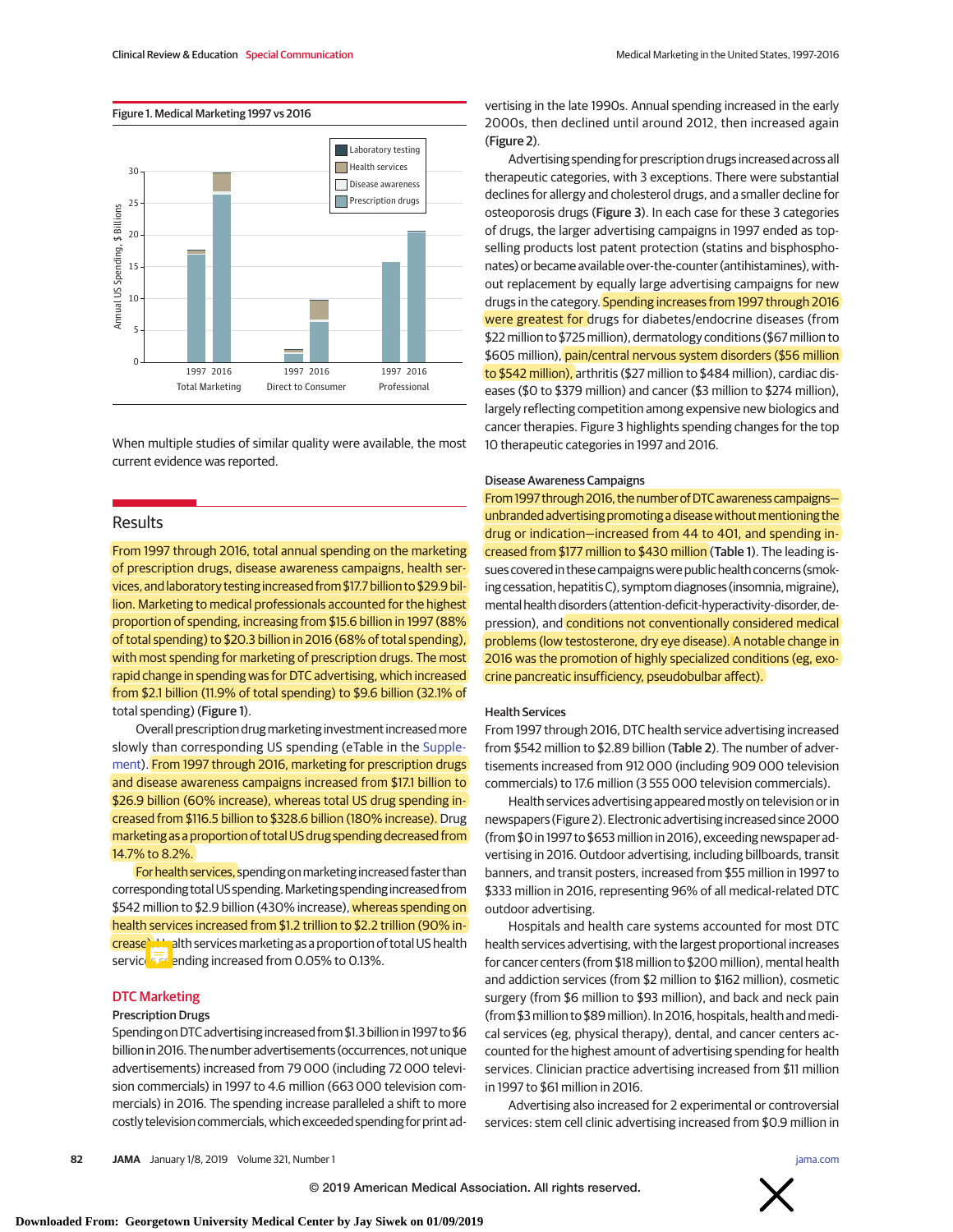Figure 1. Medical Marketing 1997 vs 2016

When multiple studies of similar quality were available, the most current evidence was reported.

## Results

From 1997 through 2016, total annual spending on the marketing of prescription drugs, disease awareness campaigns, health services, and laboratory testing increased from $17.7 billion to $29.9 billion. Marketing to medical professionals accounted for the highest proportion of spending, increasing from $15.6 billion in 1997 (88% of total spending) to $20.3 billion in 2016 (68% of total spending), with most spending for marketing of prescription drugs. The most rapid change in spending was for DTC advertising, which increased from $2.1 billion (11.9% of total spending) to $9.6 billion (32.1% of total spending) (Figure 1).

Overall prescription drug marketing investment increased more slowly than corresponding US spending (eTable in the Supplement). From 1997 through 2016, marketing for prescription drugs and disease awareness campaigns increased from $17.1 billion to $26.9 billion (60% increase), whereas total US drug spending increased from $116.5 billion to $328.6 billion (180% increase). Drug marketing as a proportion of total US drug spending decreased from 14.7% to 8.2%.

For health services, spending on marketing increased faster than corresponding total US spending. Marketing spending increased from $542 million to $2.9 billion (430% increase), whereas spending on health services increased from $1.2 trillion to $2.2 trillion (90% increase). Health services marketing as a proportion of total US health services spending increased from 0.05% to 0.13%.

## DTC Marketing

### Prescription Drugs

Spending on DTC advertising increased from $1.3 billion in 1997 to $6 billion in 2016. The number advertisements (occurrences, not unique advertisements) increased from 79 000 (including 72 000 television commercials) in 1997 to 4.6 million (663 000 television commercials) in 2016. The spending increase paralleled a shift to more costly television commercials, which exceeded spending for print advertising in the late 1990s. Annual spending increased in the early 2000s, then declined until around 2012, then increased again (Figure 2).

Advertising spending for prescription drugs increased across all therapeutic categories, with 3 exceptions. There were substantial declines for allergy and cholesterol drugs, and a smaller decline for osteoporosis drugs (Figure 3). In each case for these 3 categories of drugs, the larger advertising campaigns in 1997 ended as top-selling products lost patent protection (statins and bisphosphonates) or became available over-the-counter (antihistamines), without replacement by equally large advertising campaigns for new drugs in the category. Spending increases from 1997 through 2016 were greatest for drugs for diabetes/endocrine diseases (from $22 million to $725 million), dermatology conditions ($67 million to $605 million), pain/central nervous system disorders ($56 million to $542 million), arthritis ($27 million to $484 million), cardiac diseases ($0 to $379 million) and cancer ($3 million to $274 million), largely reflecting competition among expensive new biologics and cancer therapies. Figure 3 highlights spending changes for the top 10 therapeutic categories in 1997 and 2016.

### Disease Awareness Campaigns

From 1997 through 2016, the number of DTC awareness campaigns—unbranded advertising promoting a disease without mentioning the drug or indication—increased from 44 to 401, and spending increased from $177 million to $430 million (Table 1). The leading issues covered in these campaigns were public health concerns (smoking cessation, hepatitis C), symptom diagnoses (insomnia, migraine), mental health disorders (attention-deficit-hyperactivity-disorder, depression), and conditions not conventionally considered medical problems (low testosterone, dry eye disease). A notable change in 2016 was the promotion of highly specialized conditions (eg, exocrine pancreatic insufficiency, pseudobulbar affect).

### Health Services

From 1997 through 2016, DTC health service advertising increased from $542 million to $2.89 billion (Table 2). The number of advertisements increased from 912 000 (including 909 000 television commercials) to 17.6 million (3 555 000 television commercials).

Health services advertising appeared mostly on television or in newspapers (Figure 2). Electronic advertising increased since 2000 (from $0 in 1997 to $653 million in 2016), exceeding newspaper advertising in 2016. Outdoor advertising, including billboards, transit banners, and transit posters, increased from $55 million in 1997 to $333 million in 2016, representing 96% of all medical-related DTC outdoor advertising.

Hospitals and health care systems accounted for most DTC health services advertising, with the largest proportional increases for cancer centers (from $18 million to $200 million), mental health and addiction services (from $2 million to $162 million), cosmetic surgery (from $6 million to $93 million), and back and neck pain (from $3 million to $89 million). In 2016, hospitals, health and medical services (eg, physical therapy), dental, and cancer centers accounted for the highest amount of advertising spending for health services. Clinician practice advertising increased from $11 million in 1997 to $61 million in 2016.

Advertising also increased for 2 experimental or controversial services: stem cell clinic advertising increased from $0.9 million in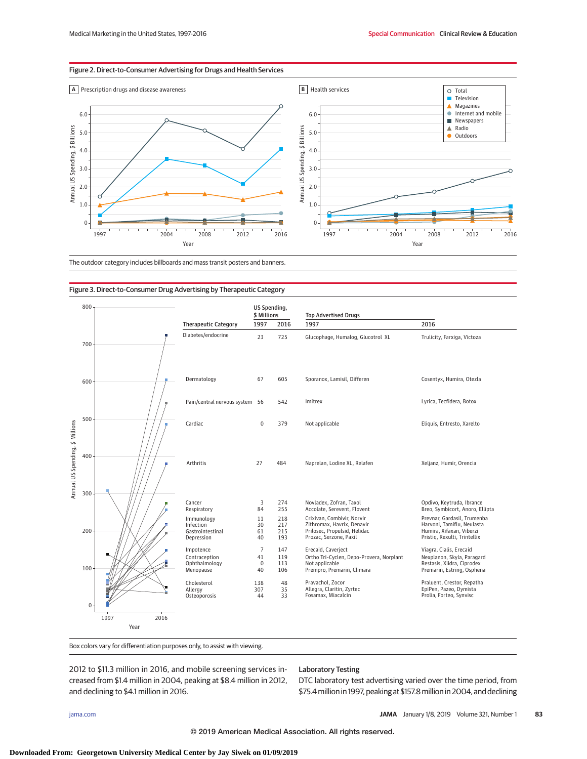**Figure 2. Direct-to-Consumer Advertising for Drugs and Health Services**

The outdoor category includes billboards and mass transit posters and banners.

**Figure 3. Direct-to-Consumer Drug Advertising by Therapeutic Category**

| Therapeutic Category | US Spending, $ Millions 1997 | US Spending, $ Millions 2016 | Top Advertised Drugs 1997 | Top Advertised Drugs 2016 |
|---|---|---|---|---|
| Diabetes/endocrine | 23 | 725 | Glucophage, Humalog, Glucotrol XL | Trulicity, Farxiga, Victoza |
| Dermatology | 67 | 605 | Sporanox, Lamisil, Differen | Cosentyx, Humira, Otezla |
| Pain/central nervous system | 56 | 542 | Imitrex | Lyrica, Tecfidera, Botox |
| Cardiac | 0 | 379 | Not applicable | Eliquis, Entresto, Xarelto |
| Arthritis | 27 | 484 | Naprelan, Lodine XL, Relafen | Xeljanz, Humir, Orencia |
| Cancer | 3 | 274 | Novladex, Zofran, Taxol | Opdivo, Keytruda, Ibrance |
| Respiratory | 84 | 255 | Accolate, Serevent, Flovent | Breo, Symbicort, Anoro, Ellipta |
| Immunology | 11 | 218 | Crixivan, Combivir, Norvir | Prevnar, Gardasil, Trumenba |
| Infection | 30 | 217 | Zithromax, Havrix, Denavir | Harvoni, Tamiflu, Neulasta |
| Gastrointestinal | 61 | 215 | Prilosec, Propulsid, Helidac | Humira, Xifaxan, Viberzi |
| Depression | 40 | 193 | Prozac, Serzone, Paxil | Pristiq, Rexulti, Trintellix |
| Impotence | 7 | 147 | Erecaid, Caverject | Viagra, Cialis, Erecaid |
| Contraception | 41 | 119 | Ortho Tri-Cyclen, Depo-Provera, Norplant | Nexplanon, Skyla, Paragard |
| Ophthalmology | 0 | 113 | Not applicable | Restasis, Xiidra, Ciprodex |
| Menopause | 40 | 106 | Prempro, Premarin, Climara | Premarin, Estring, Osphena |
| Cholesterol | 138 | 48 | Pravachol, Zocor | Praluent, Crestor, Repatha |
| Allergy | 307 | 35 | Allegra, Claritin, Zyrtec | EpiPen, Pazeo, Dymista |
| Osteoporosis | 44 | 33 | Fosamax, Miacalcin | Prolia, Forteo, Synvisc |

Box colors vary for differentiation purposes only, to assist with viewing.

2012 to $11.3 million in 2016, and mobile screening services increased from $1.4 million in 2004, peaking at $8.4 million in 2012, and declining to $4.1 million in 2016.

### Laboratory Testing

DTC laboratory test advertising varied over the time period, from $75.4 million in 1997, peaking at $157.8 million in 2004, and declining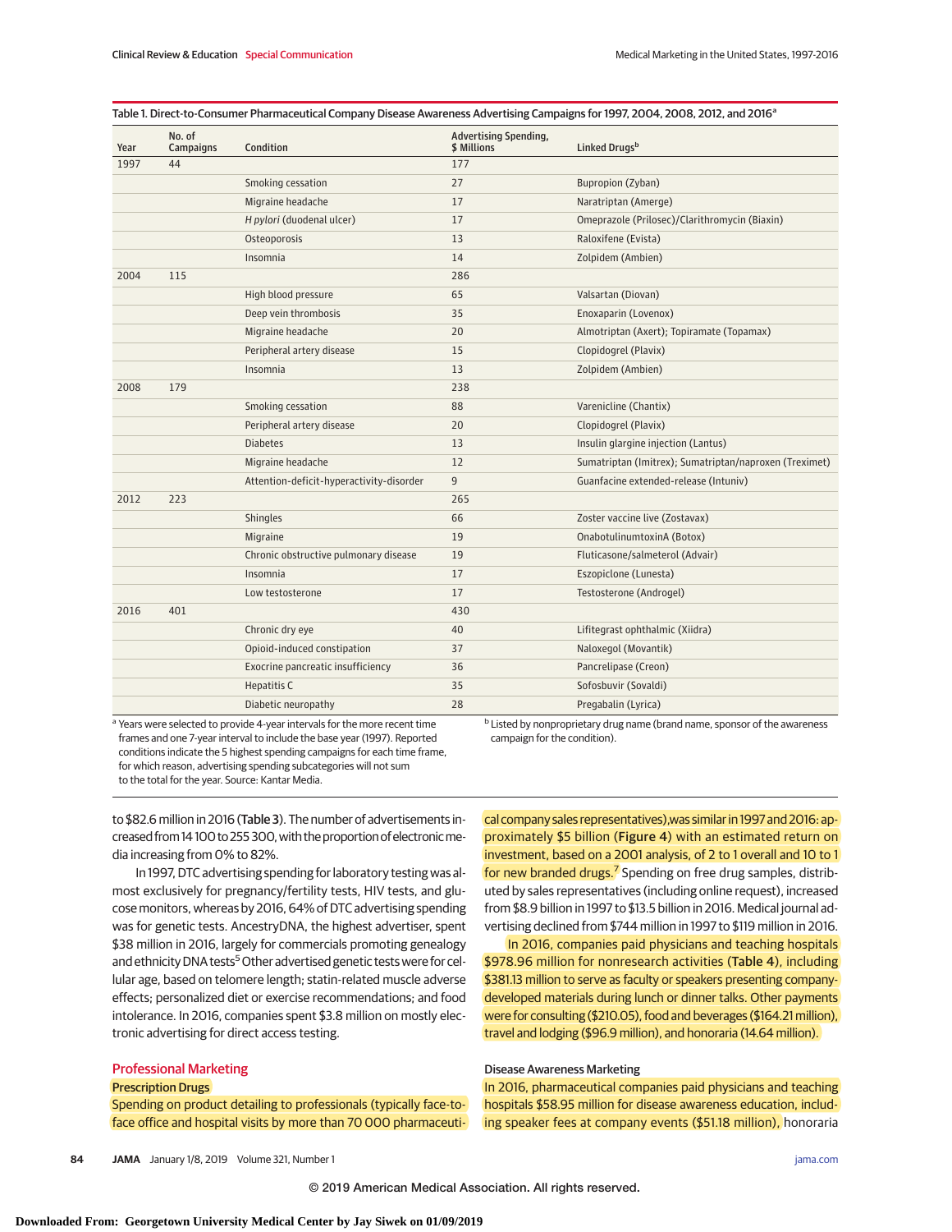Table 1. Direct-to-Consumer Pharmaceutical Company Disease Awareness Advertising Campaigns for 1997, 2004, 2008, 2012, and 2016[a]

| Year | No. of Campaigns | Condition | Advertising Spending, $ Millions | Linked Drugs[b] |
|---|---|---|---|---|
| 1997 | 44 | | 177 | |
| | | Smoking cessation | 27 | Bupropion (Zyban) |
| | | Migraine headache | 17 | Naratriptan (Amerge) |
| | | *H pylori* (duodenal ulcer) | 17 | Omeprazole (Prilosec)/Clarithromycin (Biaxin) |
| | | Osteoporosis | 13 | Raloxifene (Evista) |
| | | Insomnia | 14 | Zolpidem (Ambien) |
| 2004 | 115 | | 286 | |
| | | High blood pressure | 65 | Valsartan (Diovan) |
| | | Deep vein thrombosis | 35 | Enoxaparin (Lovenox) |
| | | Migraine headache | 20 | Almotriptan (Axert); Topiramate (Topamax) |
| | | Peripheral artery disease | 15 | Clopidogrel (Plavix) |
| | | Insomnia | 13 | Zolpidem (Ambien) |
| 2008 | 179 | | 238 | |
| | | Smoking cessation | 88 | Varenicline (Chantix) |
| | | Peripheral artery disease | 20 | Clopidogrel (Plavix) |
| | | Diabetes | 13 | Insulin glargine injection (Lantus) |
| | | Migraine headache | 12 | Sumatriptan (Imitrex); Sumatriptan/naproxen (Treximet) |
| | | Attention-deficit-hyperactivity-disorder | 9 | Guanfacine extended-release (Intuniv) |
| 2012 | 223 | | 265 | |
| | | Shingles | 66 | Zoster vaccine live (Zostavax) |
| | | Migraine | 19 | OnabotulinumtoxinA (Botox) |
| | | Chronic obstructive pulmonary disease | 19 | Fluticasone/salmeterol (Advair) |
| | | Insomnia | 17 | Eszopiclone (Lunesta) |
| | | Low testosterone | 17 | Testosterone (Androgel) |
| 2016 | 401 | | 430 | |
| | | Chronic dry eye | 40 | Lifitegrast ophthalmic (Xiidra) |
| | | Opioid-induced constipation | 37 | Naloxegol (Movantik) |
| | | Exocrine pancreatic insufficiency | 36 | Pancrelipase (Creon) |
| | | Hepatitis C | 35 | Sofosbuvir (Sovaldi) |
| | | Diabetic neuropathy | 28 | Pregabalin (Lyrica) |

[a] Years were selected to provide 4-year intervals for the more recent time frames and one 7-year interval to include the base year (1997). Reported conditions indicate the 5 highest spending campaigns for each time frame, for which reason, advertising spending subcategories will not sum to the total for the year. Source: Kantar Media.

[b] Listed by nonproprietary drug name (brand name, sponsor of the awareness campaign for the condition).

to $82.6 million in 2016 (Table 3). The number of advertisements increased from 14 100 to 255 300, with the proportion of electronic media increasing from 0% to 82%.

In 1997, DTC advertising spending for laboratory testing was almost exclusively for pregnancy/fertility tests, HIV tests, and glucose monitors, whereas by 2016, 64% of DTC advertising spending was for genetic tests. AncestryDNA, the highest advertiser, spent $38 million in 2016, largely for commercials promoting genealogy and ethnicity DNA tests[5] Other advertised genetic tests were for cellular age, based on telomere length; statin-related muscle adverse effects; personalized diet or exercise recommendations; and food intolerance. In 2016, companies spent $3.8 million on mostly electronic advertising for direct access testing.

## Professional Marketing

### Prescription Drugs

Spending on product detailing to professionals (typically face-to-face office and hospital visits by more than 70 000 pharmaceutical company sales representatives), was similar in 1997 and 2016: approximately $5 billion (Figure 4) with an estimated return on investment, based on a 2001 analysis, of 2 to 1 overall and 10 to 1 for new branded drugs.[7] Spending on free drug samples, distributed by sales representatives (including online request), increased from $8.9 billion in 1997 to $13.5 billion in 2016. Medical journal advertising declined from $744 million in 1997 to $119 million in 2016.

In 2016, companies paid physicians and teaching hospitals $978.96 million for nonresearch activities (Table 4), including $381.13 million to serve as faculty or speakers presenting company-developed materials during lunch or dinner talks. Other payments were for consulting ($210.05), food and beverages ($164.21 million), travel and lodging ($96.9 million), and honoraria (14.64 million).

### Disease Awareness Marketing

In 2016, pharmaceutical companies paid physicians and teaching hospitals $58.95 million for disease awareness education, including speaker fees at company events ($51.18 million), honoraria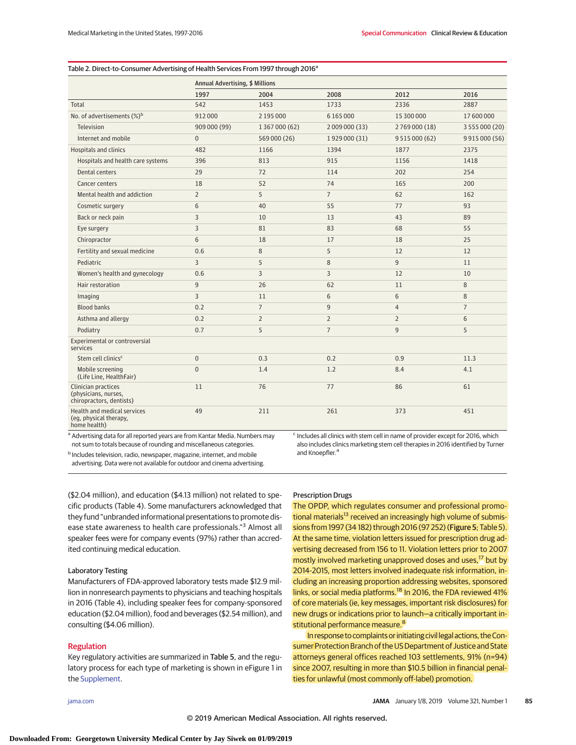Table 2. Direct-to-Consumer Advertising of Health Services From 1997 through 2016[a]

| | Annual Advertising, $ Millions | | | | |
|---|---|---|---|---|---|
| | 1997 | 2004 | 2008 | 2012 | 2016 |
| Total | 542 | 1453 | 1733 | 2336 | 2887 |
| No. of advertisements (%)[b] | 912 000 | 2 195 000 | 6 165 000 | 15 300 000 | 17 600 000 |
| Television | 909 000 (99) | 1 367 000 (62) | 2 009 000 (33) | 2 769 000 (18) | 3 555 000 (20) |
| Internet and mobile | 0 | 569 000 (26) | 1 929 000 (31) | 9 515 000 (62) | 9 915 000 (56) |
| Hospitals and clinics | 482 | 1166 | 1394 | 1877 | 2375 |
| Hospitals and health care systems | 396 | 813 | 915 | 1156 | 1418 |
| Dental centers | 29 | 72 | 114 | 202 | 254 |
| Cancer centers | 18 | 52 | 74 | 165 | 200 |
| Mental health and addiction | 2 | 5 | 7 | 62 | 162 |
| Cosmetic surgery | 6 | 40 | 55 | 77 | 93 |
| Back or neck pain | 3 | 10 | 13 | 43 | 89 |
| Eye surgery | 3 | 81 | 83 | 68 | 55 |
| Chiropractor | 6 | 18 | 17 | 18 | 25 |
| Fertility and sexual medicine | 0.6 | 8 | 5 | 12 | 12 |
| Pediatric | 3 | 5 | 8 | 9 | 11 |
| Women's health and gynecology | 0.6 | 3 | 3 | 12 | 10 |
| Hair restoration | 9 | 26 | 62 | 11 | 8 |
| Imaging | 3 | 11 | 6 | 6 | 8 |
| Blood banks | 0.2 | 7 | 9 | 4 | 7 |
| Asthma and allergy | 0.2 | 2 | 2 | 2 | 6 |
| Podiatry | 0.7 | 5 | 7 | 9 | 5 |
| Experimental or controversial services | | | | | |
| Stem cell clinics[c] | 0 | 0.3 | 0.2 | 0.9 | 11.3 |
| Mobile screening (Life Line, HealthFair) | 0 | 1.4 | 1.2 | 8.4 | 4.1 |
| Clinician practices (physicians, nurses, chiropractors, dentists) | 11 | 76 | 77 | 86 | 61 |
| Health and medical services (eg, physical therapy, home health) | 49 | 211 | 261 | 373 | 451 |

[a] Advertising data for all reported years are from Kantar Media. Numbers may not sum to totals because of rounding and miscellaneous categories.

[b] Includes television, radio, newspaper, magazine, internet, and mobile advertising. Data were not available for outdoor and cinema advertising.

[c] Includes all clinics with stem cell in name of provider except for 2016, which also includes clinics marketing stem cell therapies in 2016 identified by Turner and Knoepfler.[4]

($2.04 million), and education ($4.13 million) not related to specific products (Table 4). Some manufacturers acknowledged that they fund "unbranded informational presentations to promote disease state awareness to health care professionals."[3] Almost all speaker fees were for company events (97%) rather than accredited continuing medical education.

### Laboratory Testing

Manufacturers of FDA-approved laboratory tests made $12.9 million in nonresearch payments to physicians and teaching hospitals in 2016 (Table 4), including speaker fees for company-sponsored education ($2.04 million), food and beverages ($2.54 million), and consulting ($4.06 million).

## Regulation

Key regulatory activities are summarized in Table 5, and the regulatory process for each type of marketing is shown in eFigure 1 in the Supplement.

### Prescription Drugs

The OPDP, which regulates consumer and professional promotional materials[13] received an increasingly high volume of submissions from 1997 (34 182) through 2016 (97 252) (**Figure 5**; Table 5). At the same time, violation letters issued for prescription drug advertising decreased from 156 to 11. Violation letters prior to 2007 mostly involved marketing unapproved doses and uses,[17] but by 2014-2015, most letters involved inadequate risk information, including an increasing proportion addressing websites, sponsored links, or social media platforms.[18] In 2016, the FDA reviewed 41% of core materials (ie, key messages, important risk disclosures) for new drugs or indications prior to launch—a critically important institutional performance measure.[8]

In response to complaints or initiating civil legal actions, the Consumer Protection Branch of the US Department of Justice and State attorneys general offices reached 103 settlements, 91% (n=94) since 2007, resulting in more than $10.5 billion in financial penalties for unlawful (most commonly off-label) promotion.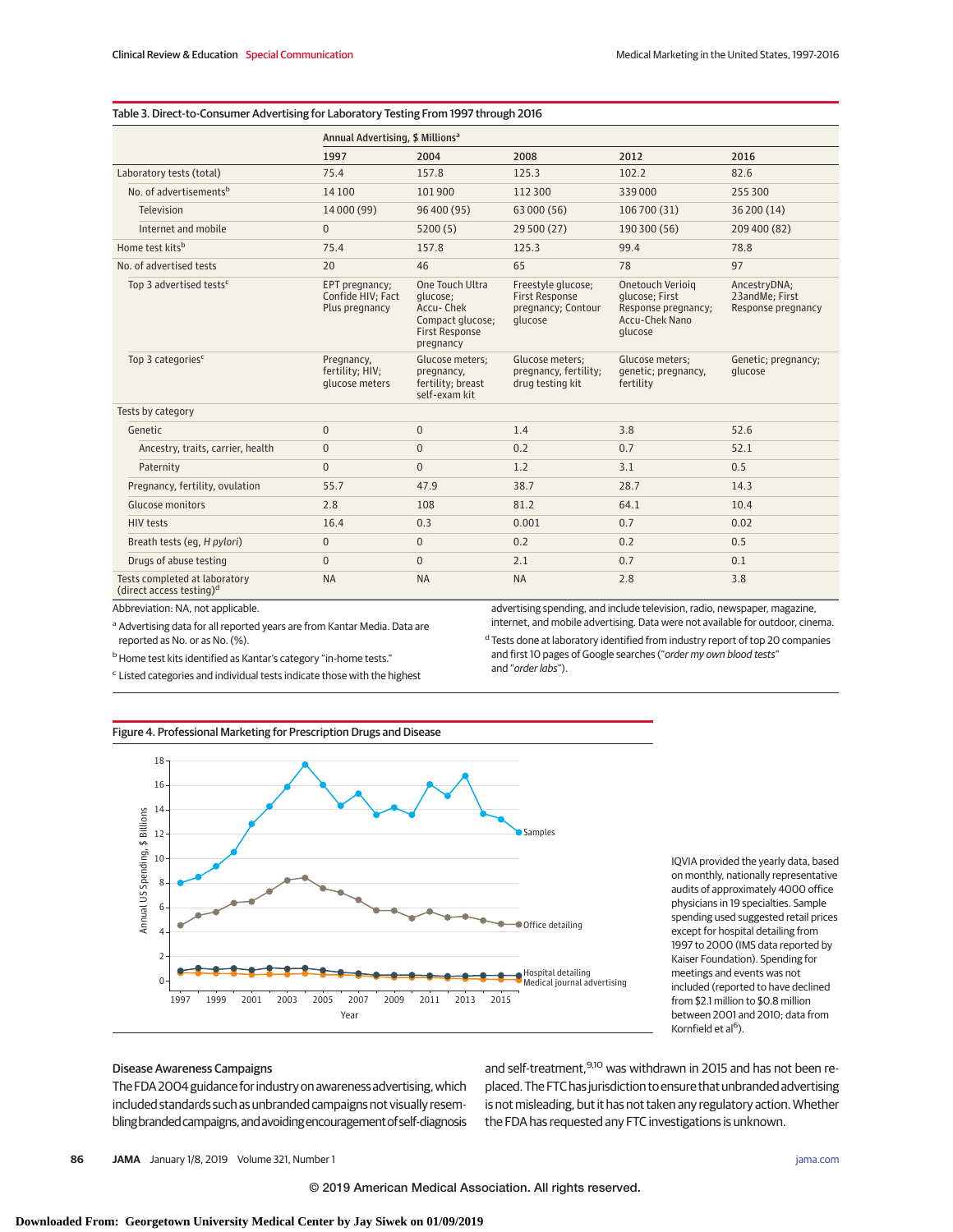Table 3. Direct-to-Consumer Advertising for Laboratory Testing From 1997 through 2016

| | Annual Advertising, $ Millions[a] | | | | |
|---|---|---|---|---|---|
| | 1997 | 2004 | 2008 | 2012 | 2016 |
| Laboratory tests (total) | 75.4 | 157.8 | 125.3 | 102.2 | 82.6 |
| No. of advertisements[b] | 14 100 | 101 900 | 112 300 | 339 000 | 255 300 |
| Television | 14 000 (99) | 96 400 (95) | 63 000 (56) | 106 700 (31) | 36 200 (14) |
| Internet and mobile | 0 | 5200 (5) | 29 500 (27) | 190 300 (56) | 209 400 (82) |
| Home test kits[b] | 75.4 | 157.8 | 125.3 | 99.4 | 78.8 |
| No. of advertised tests | 20 | 46 | 65 | 78 | 97 |
| Top 3 advertised tests[c] | EPT pregnancy; Confide HIV; Fact Plus pregnancy | One Touch Ultra glucose; Accu- Chek Compact glucose; First Response pregnancy | Freestyle glucose; First Response pregnancy; Contour glucose | Onetouch Verioiq glucose; First Response pregnancy; Accu-Chek Nano glucose | AncestryDNA; 23andMe; First Response pregnancy |
| Top 3 categories[c] | Pregnancy, fertility; HIV; glucose meters | Glucose meters; pregnancy, fertility; breast self-exam kit | Glucose meters; pregnancy, fertility; drug testing kit | Glucose meters; genetic; pregnancy, fertility | Genetic; pregnancy; glucose |
| Tests by category | | | | | |
| Genetic | 0 | 0 | 1.4 | 3.8 | 52.6 |
| Ancestry, traits, carrier, health | 0 | 0 | 0.2 | 0.7 | 52.1 |
| Paternity | 0 | 0 | 1.2 | 3.1 | 0.5 |
| Pregnancy, fertility, ovulation | 55.7 | 47.9 | 38.7 | 28.7 | 14.3 |
| Glucose monitors | 2.8 | 108 | 81.2 | 64.1 | 10.4 |
| HIV tests | 16.4 | 0.3 | 0.001 | 0.7 | 0.02 |
| Breath tests (eg, *H pylori*) | 0 | 0 | 0.2 | 0.2 | 0.5 |
| Drugs of abuse testing | 0 | 0 | 2.1 | 0.7 | 0.1 |
| Tests completed at laboratory (direct access testing)[d] | NA | NA | NA | 2.8 | 3.8 |

Abbreviation: NA, not applicable.

[a] Advertising data for all reported years are from Kantar Media. Data are reported as No. or as No. (%).

[b] Home test kits identified as Kantar's category "in-home tests."

[c] Listed categories and individual tests indicate those with the highest advertising spending, and include television, radio, newspaper, magazine, internet, and mobile advertising. Data were not available for outdoor, cinema.

[d] Tests done at laboratory identified from industry report of top 20 companies and first 10 pages of Google searches ("*order my own blood tests*" and "*order labs*").

Figure 4. Professional Marketing for Prescription Drugs and Disease

IQVIA provided the yearly data, based on monthly, nationally representative audits of approximately 4000 office physicians in 19 specialties. Sample spending used suggested retail prices except for hospital detailing from 1997 to 2000 (IMS data reported by Kaiser Foundation). Spending for meetings and events was not included (reported to have declined from $2.1 million to $0.8 million between 2001 and 2010; data from Kornfield et al[6]).

### Disease Awareness Campaigns

The FDA 2004 guidance for industry on awareness advertising, which included standards such as unbranded campaigns not visually resembling branded campaigns, and avoiding encouragement of self-diagnosis and self-treatment,[9,10] was withdrawn in 2015 and has not been replaced. The FTC has jurisdiction to ensure that unbranded advertising is not misleading, but it has not taken any regulatory action. Whether the FDA has requested any FTC investigations is unknown.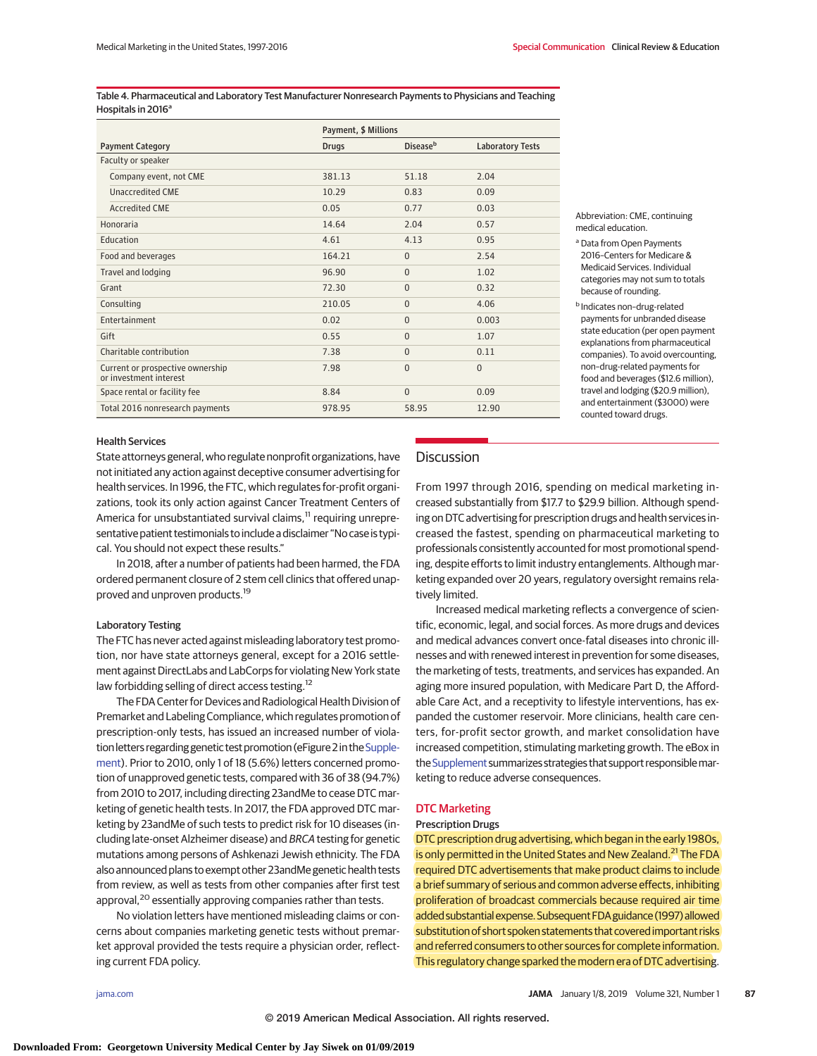Table 4. Pharmaceutical and Laboratory Test Manufacturer Nonresearch Payments to Physicians and Teaching Hospitals in 2016[a]

| Payment Category | Payment, $ Millions | | |
|---|---|---|---|
| | Drugs | Disease[b] | Laboratory Tests |
| Faculty or speaker | | | |
| Company event, not CME | 381.13 | 51.18 | 2.04 |
| Unaccredited CME | 10.29 | 0.83 | 0.09 |
| Accredited CME | 0.05 | 0.77 | 0.03 |
| Honoraria | 14.64 | 2.04 | 0.57 |
| Education | 4.61 | 4.13 | 0.95 |
| Food and beverages | 164.21 | 0 | 2.54 |
| Travel and lodging | 96.90 | 0 | 1.02 |
| Grant | 72.30 | 0 | 0.32 |
| Consulting | 210.05 | 0 | 4.06 |
| Entertainment | 0.02 | 0 | 0.003 |
| Gift | 0.55 | 0 | 1.07 |
| Charitable contribution | 7.38 | 0 | 0.11 |
| Current or prospective ownership or investment interest | 7.98 | 0 | 0 |
| Space rental or facility fee | 8.84 | 0 | 0.09 |
| Total 2016 nonresearch payments | 978.95 | 58.95 | 12.90 |

Abbreviation: CME, continuing medical education.

[a] Data from Open Payments 2016–Centers for Medicare & Medicaid Services. Individual categories may not sum to totals because of rounding.

[b] Indicates non–drug-related payments for unbranded disease state education (per open payment explanations from pharmaceutical companies). To avoid overcounting, non–drug-related payments for food and beverages ($12.6 million), travel and lodging ($20.9 million), and entertainment ($3000) were counted toward drugs.

### Health Services

State attorneys general, who regulate nonprofit organizations, have not initiated any action against deceptive consumer advertising for health services. In 1996, the FTC, which regulates for-profit organizations, took its only action against Cancer Treatment Centers of America for unsubstantiated survival claims,[11] requiring unrepresentative patient testimonials to include a disclaimer "No case is typical. You should not expect these results."

In 2018, after a number of patients had been harmed, the FDA ordered permanent closure of 2 stem cell clinics that offered unapproved and unproven products.[19]

### Laboratory Testing

The FTC has never acted against misleading laboratory test promotion, nor have state attorneys general, except for a 2016 settlement against DirectLabs and LabCorps for violating New York state law forbidding selling of direct access testing.[12]

The FDA Center for Devices and Radiological Health Division of Premarket and Labeling Compliance, which regulates promotion of prescription-only tests, has issued an increased number of violation letters regarding genetic test promotion (eFigure 2 in the Supplement). Prior to 2010, only 1 of 18 (5.6%) letters concerned promotion of unapproved genetic tests, compared with 36 of 38 (94.7%) from 2010 to 2017, including directing 23andMe to cease DTC marketing of genetic health tests. In 2017, the FDA approved DTC marketing by 23andMe of such tests to predict risk for 10 diseases (including late-onset Alzheimer disease) and *BRCA* testing for genetic mutations among persons of Ashkenazi Jewish ethnicity. The FDA also announced plans to exempt other 23andMe genetic health tests from review, as well as tests from other companies after first test approval,[20] essentially approving companies rather than tests.

No violation letters have mentioned misleading claims or concerns about companies marketing genetic tests without premarket approval provided the tests require a physician order, reflecting current FDA policy.

## Discussion

From 1997 through 2016, spending on medical marketing increased substantially from $17.7 to $29.9 billion. Although spending on DTC advertising for prescription drugs and health services increased the fastest, spending on pharmaceutical marketing to professionals consistently accounted for most promotional spending, despite efforts to limit industry entanglements. Although marketing expanded over 20 years, regulatory oversight remains relatively limited.

Increased medical marketing reflects a convergence of scientific, economic, legal, and social forces. As more drugs and devices and medical advances convert once-fatal diseases into chronic illnesses and with renewed interest in prevention for some diseases, the marketing of tests, treatments, and services has expanded. An aging more insured population, with Medicare Part D, the Affordable Care Act, and a receptivity to lifestyle interventions, has expanded the customer reservoir. More clinicians, health care centers, for-profit sector growth, and market consolidation have increased competition, stimulating marketing growth. The eBox in the Supplement summarizes strategies that support responsible marketing to reduce adverse consequences.

## DTC Marketing

### Prescription Drugs

DTC prescription drug advertising, which began in the early 1980s, is only permitted in the United States and New Zealand.[21] The FDA required DTC advertisements that make product claims to include a brief summary of serious and common adverse effects, inhibiting proliferation of broadcast commercials because required air time added substantial expense. Subsequent FDA guidance (1997) allowed substitution of short spoken statements that covered important risks and referred consumers to other sources for complete information. This regulatory change sparked the modern era of DTC advertising.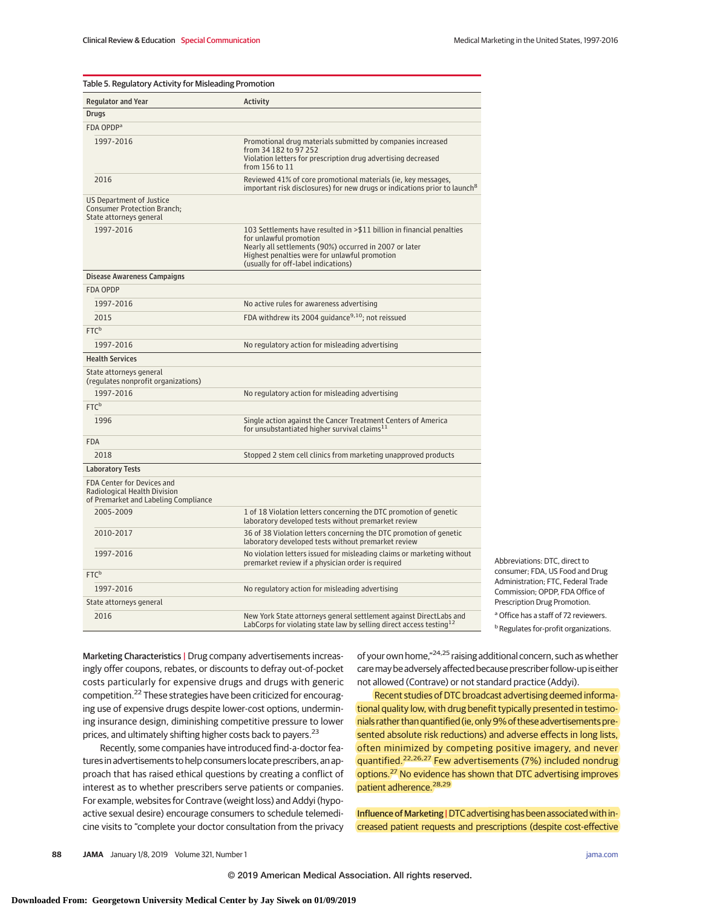Table 5. Regulatory Activity for Misleading Promotion

| Regulator and Year | Activity |
|---|---|
| **Drugs** | |
| FDA OPDP[a] | |
| 1997-2016 | Promotional drug materials submitted by companies increased from 34 182 to 97 252<br>Violation letters for prescription drug advertising decreased from 156 to 11 |
| 2016 | Reviewed 41% of core promotional materials (ie, key messages, important risk disclosures) for new drugs or indications prior to launch[8] |
| US Department of Justice Consumer Protection Branch; State attorneys general | |
| 1997-2016 | 103 Settlements have resulted in >$11 billion in financial penalties for unlawful promotion<br>Nearly all settlements (90%) occurred in 2007 or later<br>Highest penalties were for unlawful promotion (usually for off-label indications) |
| **Disease Awareness Campaigns** | |
| FDA OPDP | |
| 1997-2016 | No active rules for awareness advertising |
| 2015 | FDA withdrew its 2004 guidance[9,10]; not reissued |
| FTC[b] | |
| 1997-2016 | No regulatory action for misleading advertising |
| **Health Services** | |
| State attorneys general (regulates nonprofit organizations) | |
| 1997-2016 | No regulatory action for misleading advertising |
| FTC[b] | |
| 1996 | Single action against the Cancer Treatment Centers of America for unsubstantiated higher survival claims[11] |
| FDA | |
| 2018 | Stopped 2 stem cell clinics from marketing unapproved products |
| **Laboratory Tests** | |
| FDA Center for Devices and Radiological Health Division of Premarket and Labeling Compliance | |
| 2005-2009 | 1 of 18 Violation letters concerning the DTC promotion of genetic laboratory developed tests without premarket review |
| 2010-2017 | 36 of 38 Violation letters concerning the DTC promotion of genetic laboratory developed tests without premarket review |
| 1997-2016 | No violation letters issued for misleading claims or marketing without premarket review if a physician order is required |
| FTC[b] | |
| 1997-2016 | No regulatory action for misleading advertising |
| State attorneys general | |
| 2016 | New York State attorneys general settlement against DirectLabs and LabCorps for violating state law by selling direct access testing[12] |

Abbreviations: DTC, direct to consumer; FDA, US Food and Drug Administration; FTC, Federal Trade Commission; OPDP, FDA Office of Prescription Drug Promotion.

[a] Office has a staff of 72 reviewers.

[b] Regulates for-profit organizations.

**Marketing Characteristics** | Drug company advertisements increasingly offer coupons, rebates, or discounts to defray out-of-pocket costs particularly for expensive drugs and drugs with generic competition.[22] These strategies have been criticized for encouraging use of expensive drugs despite lower-cost options, undermining insurance design, diminishing competitive pressure to lower prices, and ultimately shifting higher costs back to payers.[23]

Recently, some companies have introduced find-a-doctor features in advertisements to help consumers locate prescribers, an approach that has raised ethical questions by creating a conflict of interest as to whether prescribers serve patients or companies. For example, websites for Contrave (weight loss) and Addyi (hypoactive sexual desire) encourage consumers to schedule telemedicine visits to "complete your doctor consultation from the privacy of your own home,"[24,25] raising additional concern, such as whether care may be adversely affected because prescriber follow-up is either not allowed (Contrave) or not standard practice (Addyi).

Recent studies of DTC broadcast advertising deemed informational quality low, with drug benefit typically presented in testimonials rather than quantified (ie, only 9% of these advertisements presented absolute risk reductions) and adverse effects in long lists, often minimized by competing positive imagery, and never quantified.[22,26,27] Few advertisements (7%) included nondrug options.[27] No evidence has shown that DTC advertising improves patient adherence.[28,29]

**Influence of Marketing** | DTC advertising has been associated with increased patient requests and prescriptions (despite cost-effective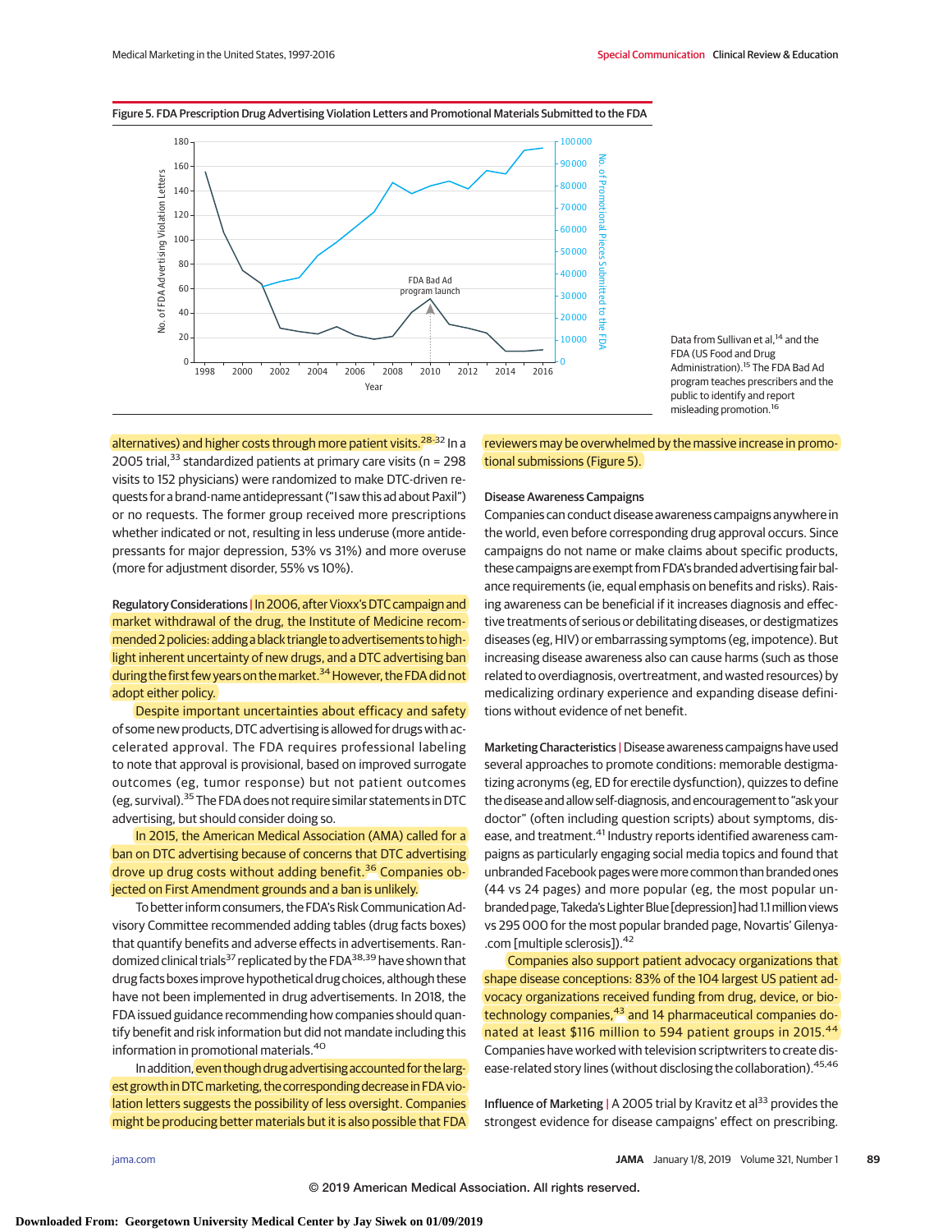Figure 5. FDA Prescription Drug Advertising Violation Letters and Promotional Materials Submitted to the FDA

Data from Sullivan et al,[14] and the FDA (US Food and Drug Administration).[15] The FDA Bad Ad program teaches prescribers and the public to identify and report misleading promotion.[16]

alternatives) and higher costs through more patient visits.[28-32] In a 2005 trial,[33] standardized patients at primary care visits (n = 298 visits to 152 physicians) were randomized to make DTC-driven requests for a brand-name antidepressant ("I saw this ad about Paxil") or no requests. The former group received more prescriptions whether indicated or not, resulting in less underuse (more antidepressants for major depression, 53% vs 31%) and more overuse (more for adjustment disorder, 55% vs 10%).

**Regulatory Considerations** | In 2006, after Vioxx's DTC campaign and market withdrawal of the drug, the Institute of Medicine recommended 2 policies: adding a black triangle to advertisements to highlight inherent uncertainty of new drugs, and a DTC advertising ban during the first few years on the market.[34] However, the FDA did not adopt either policy.

Despite important uncertainties about efficacy and safety of some new products, DTC advertising is allowed for drugs with accelerated approval. The FDA requires professional labeling to note that approval is provisional, based on improved surrogate outcomes (eg, tumor response) but not patient outcomes (eg, survival).[35] The FDA does not require similar statements in DTC advertising, but should consider doing so.

In 2015, the American Medical Association (AMA) called for a ban on DTC advertising because of concerns that DTC advertising drove up drug costs without adding benefit.[36] Companies objected on First Amendment grounds and a ban is unlikely.

To better inform consumers, the FDA's Risk Communication Advisory Committee recommended adding tables (drug facts boxes) that quantify benefits and adverse effects in advertisements. Randomized clinical trials[37] replicated by the FDA[38,39] have shown that drug facts boxes improve hypothetical drug choices, although these have not been implemented in drug advertisements. In 2018, the FDA issued guidance recommending how companies should quantify benefit and risk information but did not mandate including this information in promotional materials.[40]

In addition, even though drug advertising accounted for the largest growth in DTC marketing, the corresponding decrease in FDA violation letters suggests the possibility of less oversight. Companies might be producing better materials but it is also possible that FDA reviewers may be overwhelmed by the massive increase in promotional submissions (Figure 5).

### Disease Awareness Campaigns

Companies can conduct disease awareness campaigns anywhere in the world, even before corresponding drug approval occurs. Since campaigns do not name or make claims about specific products, these campaigns are exempt from FDA's branded advertising fair balance requirements (ie, equal emphasis on benefits and risks). Raising awareness can be beneficial if it increases diagnosis and effective treatments of serious or debilitating diseases, or destigmatizes diseases (eg, HIV) or embarrassing symptoms (eg, impotence). But increasing disease awareness also can cause harms (such as those related to overdiagnosis, overtreatment, and wasted resources) by medicalizing ordinary experience and expanding disease definitions without evidence of net benefit.

**Marketing Characteristics** | Disease awareness campaigns have used several approaches to promote conditions: memorable destigmatizing acronyms (eg, ED for erectile dysfunction), quizzes to define the disease and allow self-diagnosis, and encouragement to "ask your doctor" (often including question scripts) about symptoms, disease, and treatment.[41] Industry reports identified awareness campaigns as particularly engaging social media topics and found that unbranded Facebook pages were more common than branded ones (44 vs 24 pages) and more popular (eg, the most popular unbranded page, Takeda's Lighter Blue [depression] had 1.1 million views vs 295 000 for the most popular branded page, Novartis' Gilenya.com [multiple sclerosis]).[42]

Companies also support patient advocacy organizations that shape disease conceptions: 83% of the 104 largest US patient advocacy organizations received funding from drug, device, or biotechnology companies,[43] and 14 pharmaceutical companies donated at least $116 million to 594 patient groups in 2015.[44] Companies have worked with television scriptwriters to create disease-related story lines (without disclosing the collaboration).[45,46]

**Influence of Marketing** | A 2005 trial by Kravitz et al[33] provides the strongest evidence for disease campaigns' effect on prescribing.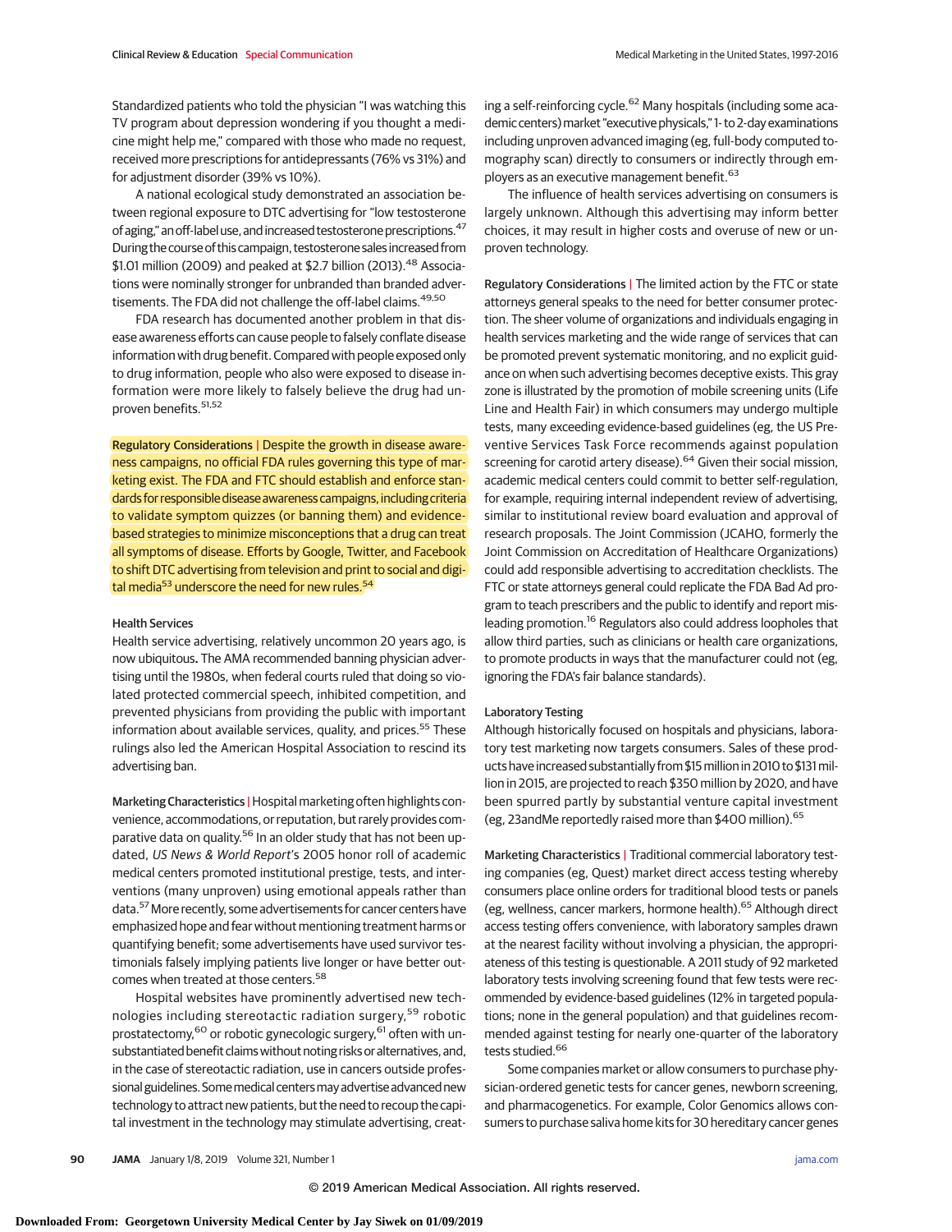Standardized patients who told the physician "I was watching this TV program about depression wondering if you thought a medicine might help me," compared with those who made no request, received more prescriptions for antidepressants (76% vs 31%) and for adjustment disorder (39% vs 10%).

A national ecological study demonstrated an association between regional exposure to DTC advertising for "low testosterone of aging," an off-label use, and increased testosterone prescriptions.[47] During the course of this campaign, testosterone sales increased from $1.01 million (2009) and peaked at $2.7 billion (2013).[48] Associations were nominally stronger for unbranded than branded advertisements. The FDA did not challenge the off-label claims.[49,50]

FDA research has documented another problem in that disease awareness efforts can cause people to falsely conflate disease information with drug benefit. Compared with people exposed only to drug information, people who also were exposed to disease information were more likely to falsely believe the drug had unproven benefits.[51,52]

**Regulatory Considerations |** Despite the growth in disease awareness campaigns, no official FDA rules governing this type of marketing exist. The FDA and FTC should establish and enforce standards for responsible disease awareness campaigns, including criteria to validate symptom quizzes (or banning them) and evidence-based strategies to minimize misconceptions that a drug can treat all symptoms of disease. Efforts by Google, Twitter, and Facebook to shift DTC advertising from television and print to social and digital media[53] underscore the need for new rules.[54]

### Health Services

Health service advertising, relatively uncommon 20 years ago, is now ubiquitous. The AMA recommended banning physician advertising until the 1980s, when federal courts ruled that doing so violated protected commercial speech, inhibited competition, and prevented physicians from providing the public with important information about available services, quality, and prices.[55] These rulings also led the American Hospital Association to rescind its advertising ban.

**Marketing Characteristics |** Hospital marketing often highlights convenience, accommodations, or reputation, but rarely provides comparative data on quality.[56] In an older study that has not been updated, *US News & World Report*'s 2005 honor roll of academic medical centers promoted institutional prestige, tests, and interventions (many unproven) using emotional appeals rather than data.[57] More recently, some advertisements for cancer centers have emphasized hope and fear without mentioning treatment harms or quantifying benefit; some advertisements have used survivor testimonials falsely implying patients live longer or have better outcomes when treated at those centers.[58]

Hospital websites have prominently advertised new technologies including stereotactic radiation surgery,[59] robotic prostatectomy,[60] or robotic gynecologic surgery,[61] often with unsubstantiated benefit claims without noting risks or alternatives, and, in the case of stereotactic radiation, use in cancers outside professional guidelines. Some medical centers may advertise advanced new technology to attract new patients, but the need to recoup the capital investment in the technology may stimulate advertising, creating a self-reinforcing cycle.[62] Many hospitals (including some academic centers) market "executive physicals," 1- to 2-day examinations including unproven advanced imaging (eg, full-body computed tomography scan) directly to consumers or indirectly through employers as an executive management benefit.[63]

The influence of health services advertising on consumers is largely unknown. Although this advertising may inform better choices, it may result in higher costs and overuse of new or unproven technology.

**Regulatory Considerations |** The limited action by the FTC or state attorneys general speaks to the need for better consumer protection. The sheer volume of organizations and individuals engaging in health services marketing and the wide range of services that can be promoted prevent systematic monitoring, and no explicit guidance on when such advertising becomes deceptive exists. This gray zone is illustrated by the promotion of mobile screening units (Life Line and Health Fair) in which consumers may undergo multiple tests, many exceeding evidence-based guidelines (eg, the US Preventive Services Task Force recommends against population screening for carotid artery disease).[64] Given their social mission, academic medical centers could commit to better self-regulation, for example, requiring internal independent review of advertising, similar to institutional review board evaluation and approval of research proposals. The Joint Commission (JCAHO, formerly the Joint Commission on Accreditation of Healthcare Organizations) could add responsible advertising to accreditation checklists. The FTC or state attorneys general could replicate the FDA Bad Ad program to teach prescribers and the public to identify and report misleading promotion.[16] Regulators also could address loopholes that allow third parties, such as clinicians or health care organizations, to promote products in ways that the manufacturer could not (eg, ignoring the FDA's fair balance standards).

### Laboratory Testing

Although historically focused on hospitals and physicians, laboratory test marketing now targets consumers. Sales of these products have increased substantially from $15 million in 2010 to $131 million in 2015, are projected to reach $350 million by 2020, and have been spurred partly by substantial venture capital investment (eg, 23andMe reportedly raised more than $400 million).[65]

**Marketing Characteristics |** Traditional commercial laboratory testing companies (eg, Quest) market direct access testing whereby consumers place online orders for traditional blood tests or panels (eg, wellness, cancer markers, hormone health).[65] Although direct access testing offers convenience, with laboratory samples drawn at the nearest facility without involving a physician, the appropriateness of this testing is questionable. A 2011 study of 92 marketed laboratory tests involving screening found that few tests were recommended by evidence-based guidelines (12% in targeted populations; none in the general population) and that guidelines recommended against testing for nearly one-quarter of the laboratory tests studied.[66]

Some companies market or allow consumers to purchase physician-ordered genetic tests for cancer genes, newborn screening, and pharmacogenetics. For example, Color Genomics allows consumers to purchase saliva home kits for 30 hereditary cancer genes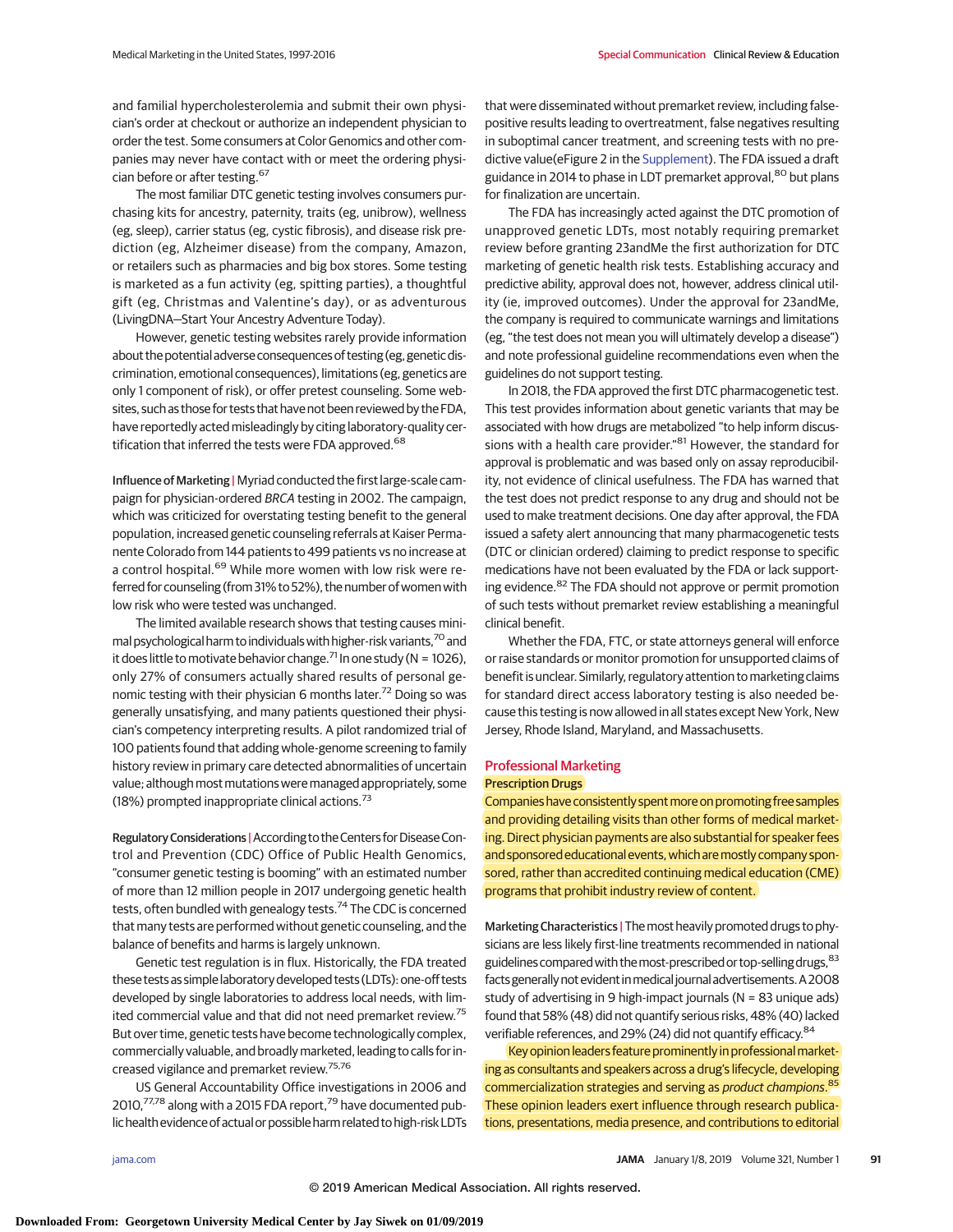and familial hypercholesterolemia and submit their own physician's order at checkout or authorize an independent physician to order the test. Some consumers at Color Genomics and other companies may never have contact with or meet the ordering physician before or after testing.[67]

The most familiar DTC genetic testing involves consumers purchasing kits for ancestry, paternity, traits (eg, unibrow), wellness (eg, sleep), carrier status (eg, cystic fibrosis), and disease risk prediction (eg, Alzheimer disease) from the company, Amazon, or retailers such as pharmacies and big box stores. Some testing is marketed as a fun activity (eg, spitting parties), a thoughtful gift (eg, Christmas and Valentine's day), or as adventurous (LivingDNA—Start Your Ancestry Adventure Today).

However, genetic testing websites rarely provide information about the potential adverse consequences of testing (eg, genetic discrimination, emotional consequences), limitations (eg, genetics are only 1 component of risk), or offer pretest counseling. Some websites, such as those for tests that have not been reviewed by the FDA, have reportedly acted misleadingly by citing laboratory-quality certification that inferred the tests were FDA approved.[68]

**Influence of Marketing |** Myriad conducted the first large-scale campaign for physician-ordered *BRCA* testing in 2002. The campaign, which was criticized for overstating testing benefit to the general population, increased genetic counseling referrals at Kaiser Permanente Colorado from 144 patients to 499 patients vs no increase at a control hospital.[69] While more women with low risk were referred for counseling (from 31% to 52%), the number of women with low risk who were tested was unchanged.

The limited available research shows that testing causes minimal psychological harm to individuals with higher-risk variants,[70] and it does little to motivate behavior change.[71] In one study (N = 1026), only 27% of consumers actually shared results of personal genomic testing with their physician 6 months later.[72] Doing so was generally unsatisfying, and many patients questioned their physician's competency interpreting results. A pilot randomized trial of 100 patients found that adding whole-genome screening to family history review in primary care detected abnormalities of uncertain value; although most mutations were managed appropriately, some (18%) prompted inappropriate clinical actions.[73]

**Regulatory Considerations |** According to the Centers for Disease Control and Prevention (CDC) Office of Public Health Genomics, "consumer genetic testing is booming" with an estimated number of more than 12 million people in 2017 undergoing genetic health tests, often bundled with genealogy tests.[74] The CDC is concerned that many tests are performed without genetic counseling, and the balance of benefits and harms is largely unknown.

Genetic test regulation is in flux. Historically, the FDA treated these tests as simple laboratory developed tests (LDTs): one-off tests developed by single laboratories to address local needs, with limited commercial value and that did not need premarket review.[75] But over time, genetic tests have become technologically complex, commercially valuable, and broadly marketed, leading to calls for increased vigilance and premarket review.[75,76]

US General Accountability Office investigations in 2006 and 2010,[77,78] along with a 2015 FDA report,[79] have documented public health evidence of actual or possible harm related to high-risk LDTs that were disseminated without premarket review, including false-positive results leading to overtreatment, false negatives resulting in suboptimal cancer treatment, and screening tests with no predictive value(eFigure 2 in the Supplement). The FDA issued a draft guidance in 2014 to phase in LDT premarket approval,[80] but plans for finalization are uncertain.

The FDA has increasingly acted against the DTC promotion of unapproved genetic LDTs, most notably requiring premarket review before granting 23andMe the first authorization for DTC marketing of genetic health risk tests. Establishing accuracy and predictive ability, approval does not, however, address clinical utility (ie, improved outcomes). Under the approval for 23andMe, the company is required to communicate warnings and limitations (eg, "the test does not mean you will ultimately develop a disease") and note professional guideline recommendations even when the guidelines do not support testing.

In 2018, the FDA approved the first DTC pharmacogenetic test. This test provides information about genetic variants that may be associated with how drugs are metabolized "to help inform discussions with a health care provider."[81] However, the standard for approval is problematic and was based only on assay reproducibility, not evidence of clinical usefulness. The FDA has warned that the test does not predict response to any drug and should not be used to make treatment decisions. One day after approval, the FDA issued a safety alert announcing that many pharmacogenetic tests (DTC or clinician ordered) claiming to predict response to specific medications have not been evaluated by the FDA or lack supporting evidence.[82] The FDA should not approve or permit promotion of such tests without premarket review establishing a meaningful clinical benefit.

Whether the FDA, FTC, or state attorneys general will enforce or raise standards or monitor promotion for unsupported claims of benefit is unclear. Similarly, regulatory attention to marketing claims for standard direct access laboratory testing is also needed because this testing is now allowed in all states except New York, New Jersey, Rhode Island, Maryland, and Massachusetts.

## Professional Marketing

### Prescription Drugs

Companies have consistently spent more on promoting free samples and providing detailing visits than other forms of medical marketing. Direct physician payments are also substantial for speaker fees and sponsored educational events, which are mostly company sponsored, rather than accredited continuing medical education (CME) programs that prohibit industry review of content.

**Marketing Characteristics |** The most heavily promoted drugs to physicians are less likely first-line treatments recommended in national guidelines compared with the most-prescribed or top-selling drugs,[83] facts generally not evident in medical journal advertisements. A 2008 study of advertising in 9 high-impact journals (N = 83 unique ads) found that 58% (48) did not quantify serious risks, 48% (40) lacked verifiable references, and 29% (24) did not quantify efficacy.[84]

Key opinion leaders feature prominently in professional marketing as consultants and speakers across a drug's lifecycle, developing commercialization strategies and serving as *product champions*.[85] These opinion leaders exert influence through research publications, presentations, media presence, and contributions to editorial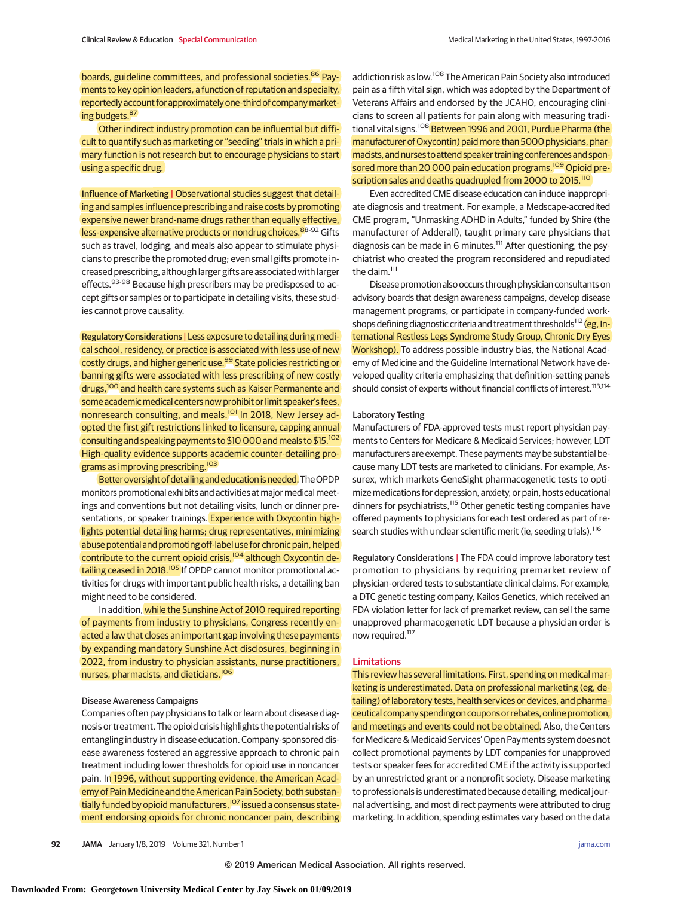boards, guideline committees, and professional societies.[86] Payments to key opinion leaders, a function of reputation and specialty, reportedly account for approximately one-third of company marketing budgets.[87]

Other indirect industry promotion can be influential but difficult to quantify such as marketing or "seeding" trials in which a primary function is not research but to encourage physicians to start using a specific drug.

**Influence of Marketing** | Observational studies suggest that detailing and samples influence prescribing and raise costs by promoting expensive newer brand-name drugs rather than equally effective, less-expensive alternative products or nondrug choices.[88-92] Gifts such as travel, lodging, and meals also appear to stimulate physicians to prescribe the promoted drug; even small gifts promote increased prescribing, although larger gifts are associated with larger effects.[93-98] Because high prescribers may be predisposed to accept gifts or samples or to participate in detailing visits, these studies cannot prove causality.

**Regulatory Considerations** | Less exposure to detailing during medical school, residency, or practice is associated with less use of new costly drugs, and higher generic use.[99] State policies restricting or banning gifts were associated with less prescribing of new costly drugs,[100] and health care systems such as Kaiser Permanente and some academic medical centers now prohibit or limit speaker's fees, nonresearch consulting, and meals.[101] In 2018, New Jersey adopted the first gift restrictions linked to licensure, capping annual consulting and speaking payments to $10 000 and meals to $15.[102] High-quality evidence supports academic counter-detailing programs as improving prescribing.[103]

Better oversight of detailing and education is needed. The OPDP monitors promotional exhibits and activities at major medical meetings and conventions but not detailing visits, lunch or dinner presentations, or speaker trainings. Experience with Oxycontin highlights potential detailing harms; drug representatives, minimizing abuse potential and promoting off-label use for chronic pain, helped contribute to the current opioid crisis,[104] although Oxycontin detailing ceased in 2018.[105] If OPDP cannot monitor promotional activities for drugs with important public health risks, a detailing ban might need to be considered.

In addition, while the Sunshine Act of 2010 required reporting of payments from industry to physicians, Congress recently enacted a law that closes an important gap involving these payments by expanding mandatory Sunshine Act disclosures, beginning in 2022, from industry to physician assistants, nurse practitioners, nurses, pharmacists, and dieticians.[106]

### Disease Awareness Campaigns

Companies often pay physicians to talk or learn about disease diagnosis or treatment. The opioid crisis highlights the potential risks of entangling industry in disease education. Company-sponsored disease awareness fostered an aggressive approach to chronic pain treatment including lower thresholds for opioid use in noncancer pain. In 1996, without supporting evidence, the American Academy of Pain Medicine and the American Pain Society, both substantially funded by opioid manufacturers,[107] issued a consensus statement endorsing opioids for chronic noncancer pain, describing addiction risk as low.[108] The American Pain Society also introduced pain as a fifth vital sign, which was adopted by the Department of Veterans Affairs and endorsed by the JCAHO, encouraging clinicians to screen all patients for pain along with measuring traditional vital signs.[108] Between 1996 and 2001, Purdue Pharma (the manufacturer of Oxycontin) paid more than 5000 physicians, pharmacists, and nurses to attend speaker training conferences and sponsored more than 20 000 pain education programs.[109] Opioid prescription sales and deaths quadrupled from 2000 to 2015.[110]

Even accredited CME disease education can induce inappropriate diagnosis and treatment. For example, a Medscape-accredited CME program, "Unmasking ADHD in Adults," funded by Shire (the manufacturer of Adderall), taught primary care physicians that diagnosis can be made in 6 minutes.[111] After questioning, the psychiatrist who created the program reconsidered and repudiated the claim.[111]

Disease promotion also occurs through physician consultants on advisory boards that design awareness campaigns, develop disease management programs, or participate in company-funded workshops defining diagnostic criteria and treatment thresholds[112] (eg, International Restless Legs Syndrome Study Group, Chronic Dry Eyes Workshop). To address possible industry bias, the National Academy of Medicine and the Guideline International Network have developed quality criteria emphasizing that definition-setting panels should consist of experts without financial conflicts of interest.[113,114]

### Laboratory Testing

Manufacturers of FDA-approved tests must report physician payments to Centers for Medicare & Medicaid Services; however, LDT manufacturers are exempt. These payments may be substantial because many LDT tests are marketed to clinicians. For example, Assurex, which markets GeneSight pharmacogenetic tests to optimize medications for depression, anxiety, or pain, hosts educational dinners for psychiatrists,[115] Other genetic testing companies have offered payments to physicians for each test ordered as part of research studies with unclear scientific merit (ie, seeding trials).[116]

**Regulatory Considerations** | The FDA could improve laboratory test promotion to physicians by requiring premarket review of physician-ordered tests to substantiate clinical claims. For example, a DTC genetic testing company, Kailos Genetics, which received an FDA violation letter for lack of premarket review, can sell the same unapproved pharmacogenetic LDT because a physician order is now required.[117]

## Limitations

This review has several limitations. First, spending on medical marketing is underestimated. Data on professional marketing (eg, detailing) of laboratory tests, health services or devices, and pharmaceutical company spending on coupons or rebates, online promotion, and meetings and events could not be obtained. Also, the Centers for Medicare & Medicaid Services' Open Payments system does not collect promotional payments by LDT companies for unapproved tests or speaker fees for accredited CME if the activity is supported by an unrestricted grant or a nonprofit society. Disease marketing to professionals is underestimated because detailing, medical journal advertising, and most direct payments were attributed to drug marketing. In addition, spending estimates vary based on the data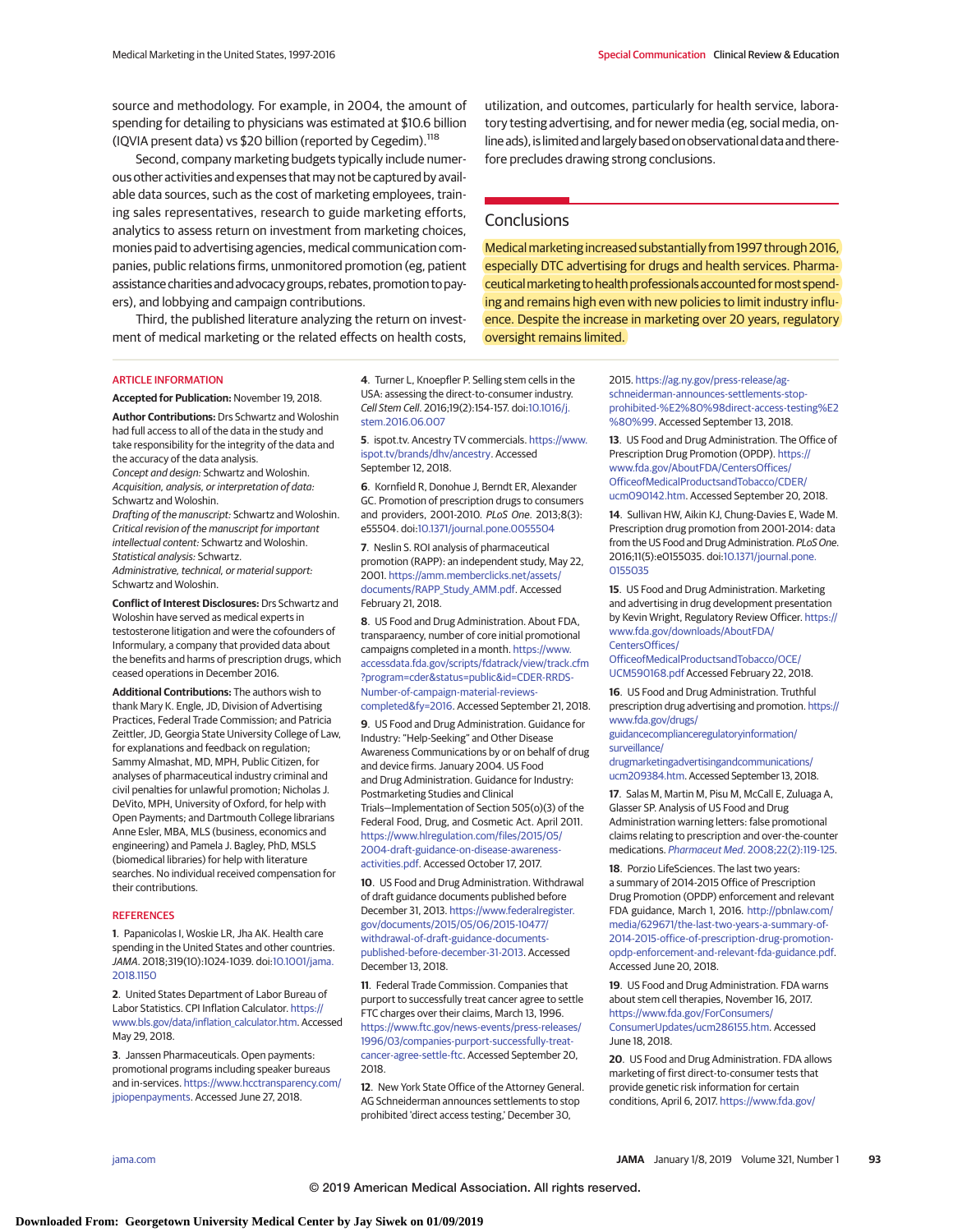source and methodology. For example, in 2004, the amount of spending for detailing to physicians was estimated at $10.6 billion (IQVIA present data) vs $20 billion (reported by Cegedim).[118]

Second, company marketing budgets typically include numerous other activities and expenses that may not be captured by available data sources, such as the cost of marketing employees, training sales representatives, research to guide marketing efforts, analytics to assess return on investment from marketing choices, monies paid to advertising agencies, medical communication companies, public relations firms, unmonitored promotion (eg, patient assistance charities and advocacy groups, rebates, promotion to payers), and lobbying and campaign contributions.

Third, the published literature analyzing the return on investment of medical marketing or the related effects on health costs, utilization, and outcomes, particularly for health service, laboratory testing advertising, and for newer media (eg, social media, online ads), is limited and largely based on observational data and therefore precludes drawing strong conclusions.

## Conclusions

Medical marketing increased substantially from 1997 through 2016, especially DTC advertising for drugs and health services. Pharmaceutical marketing to health professionals accounted for most spending and remains high even with new policies to limit industry influence. Despite the increase in marketing over 20 years, regulatory oversight remains limited.

## ARTICLE INFORMATION

**Accepted for Publication:** November 19, 2018.

**Author Contributions:** Drs Schwartz and Woloshin had full access to all of the data in the study and take responsibility for the integrity of the data and the accuracy of the data analysis.
*Concept and design:* Schwartz and Woloshin.
*Acquisition, analysis, or interpretation of data:* Schwartz and Woloshin.
*Drafting of the manuscript:* Schwartz and Woloshin.
*Critical revision of the manuscript for important intellectual content:* Schwartz and Woloshin.
*Statistical analysis:* Schwartz.
*Administrative, technical, or material support:* Schwartz and Woloshin.

**Conflict of Interest Disclosures:** Drs Schwartz and Woloshin have served as medical experts in testosterone litigation and were the cofounders of Informulary, a company that provided data about the benefits and harms of prescription drugs, which ceased operations in December 2016.

**Additional Contributions:** The authors wish to thank Mary K. Engle, JD, Division of Advertising Practices, Federal Trade Commission; and Patricia Zeittler, JD, Georgia State University College of Law, for explanations and feedback on regulation; Sammy Almashat, MD, MPH, Public Citizen, for analyses of pharmaceutical industry criminal and civil penalties for unlawful promotion; Nicholas J. DeVito, MPH, University of Oxford, for help with Open Payments; and Dartmouth College librarians Anne Esler, MBA, MLS (business, economics and engineering) and Pamela J. Bagley, PhD, MSLS (biomedical libraries) for help with literature searches. No individual received compensation for their contributions.

## REFERENCES

1. Papanicolas I, Woskie LR, Jha AK. Health care spending in the United States and other countries. *JAMA*. 2018;319(10):1024-1039. doi:10.1001/jama.2018.1150

2. United States Department of Labor Bureau of Labor Statistics. CPI Inflation Calculator. https://www.bls.gov/data/inflation_calculator.htm. Accessed May 29, 2018.

3. Janssen Pharmaceuticals. Open payments: promotional programs including speaker bureaus and in-services. https://www.hcctransparency.com/jpiopenpayments. Accessed June 27, 2018.

4. Turner L, Knoepfler P. Selling stem cells in the USA: assessing the direct-to-consumer industry. *Cell Stem Cell*. 2016;19(2):154-157. doi:10.1016/j.stem.2016.06.007

5. ispot.tv. Ancestry TV commercials. https://www.ispot.tv/brands/dhv/ancestry. Accessed September 12, 2018.

6. Kornfield R, Donohue J, Berndt ER, Alexander GC. Promotion of prescription drugs to consumers and providers, 2001-2010. *PLoS One*. 2013;8(3):e55504. doi:10.1371/journal.pone.0055504

7. Neslin S. ROI analysis of pharmaceutical promotion (RAPP): an independent study, May 22, 2001. https://amm.memberclicks.net/assets/documents/RAPP_Study_AMM.pdf. Accessed February 21, 2018.

8. US Food and Drug Administration. About FDA, transparaency, number of core initial promotional campaigns completed in a month. https://www.accessdata.fda.gov/scripts/fdatrack/view/track.cfm?program=cder&status=public&id=CDER-RRDS-Number-of-campaign-material-reviews-completed&fy=2016. Accessed September 21, 2018.

9. US Food and Drug Administration. Guidance for Industry: "Help-Seeking" and Other Disease Awareness Communications by or on behalf of drug and device firms. January 2004. US Food and Drug Administration. Guidance for Industry: Postmarketing Studies and Clinical Trials—Implementation of Section 505(o)(3) of the Federal Food, Drug, and Cosmetic Act. April 2011. https://www.hlregulation.com/files/2015/05/2004-draft-guidance-on-disease-awareness-activities.pdf. Accessed October 17, 2017.

10. US Food and Drug Administration. Withdrawal of draft guidance documents published before December 31, 2013. https://www.federalregister.gov/documents/2015/05/06/2015-10477/withdrawal-of-draft-guidance-documents-published-before-december-31-2013. Accessed December 13, 2018.

11. Federal Trade Commission. Companies that purport to successfully treat cancer agree to settle FTC charges over their claims, March 13, 1996. https://www.ftc.gov/news-events/press-releases/1996/03/companies-purport-successfully-treat-cancer-agree-settle-ftc. Accessed September 20, 2018.

12. New York State Office of the Attorney General. AG Schneiderman announces settlements to stop prohibited 'direct access testing,' December 30, 2015. https://ag.ny.gov/press-release/ag-schneiderman-announces-settlements-stop-prohibited-%E2%80%98direct-access-testing%E2%80%99. Accessed September 13, 2018.

13. US Food and Drug Administration. The Office of Prescription Drug Promotion (OPDP). https://www.fda.gov/AboutFDA/CentersOffices/OfficeofMedicalProductsandTobacco/CDER/ucm090142.htm. Accessed September 20, 2018.

14. Sullivan HW, Aikin KJ, Chung-Davies E, Wade M. Prescription drug promotion from 2001-2014: data from the US Food and Drug Administration. *PLoS One*. 2016;11(5):e0155035. doi:10.1371/journal.pone.0155035

15. US Food and Drug Administration. Marketing and advertising in drug development presentation by Kevin Wright, Regulatory Review Officer. https://www.fda.gov/downloads/AboutFDA/CentersOffices/OfficeofMedicalProductsandTobacco/OCE/UCM590168.pdf Accessed February 22, 2018.

16. US Food and Drug Administration. Truthful prescription drug advertising and promotion. https://www.fda.gov/drugs/guidancecomplianceregulatoryinformation/surveillance/drugmarketingadvertisingandcommunications/ucm209384.htm. Accessed September 13, 2018.

17. Salas M, Martin M, Pisu M, McCall E, Zuluaga A, Glasser SP. Analysis of US Food and Drug Administration warning letters: false promotional claims relating to prescription and over-the-counter medications. *Pharmaceut Med*. 2008;22(2):119-125.

18. Porzio LifeSciences. The last two years: a summary of 2014-2015 Office of Prescription Drug Promotion (OPDP) enforcement and relevant FDA guidance, March 1, 2016. http://pbnlaw.com/media/629671/the-last-two-years-a-summary-of-2014-2015-office-of-prescription-drug-promotion-opdp-enforcement-and-relevant-fda-guidance.pdf. Accessed June 20, 2018.

19. US Food and Drug Administration. FDA warns about stem cell therapies, November 16, 2017. https://www.fda.gov/ForConsumers/ConsumerUpdates/ucm286155.htm. Accessed June 18, 2018.

20. US Food and Drug Administration. FDA allows marketing of first direct-to-consumer tests that provide genetic risk information for certain conditions, April 6, 2017. https://www.fda.gov/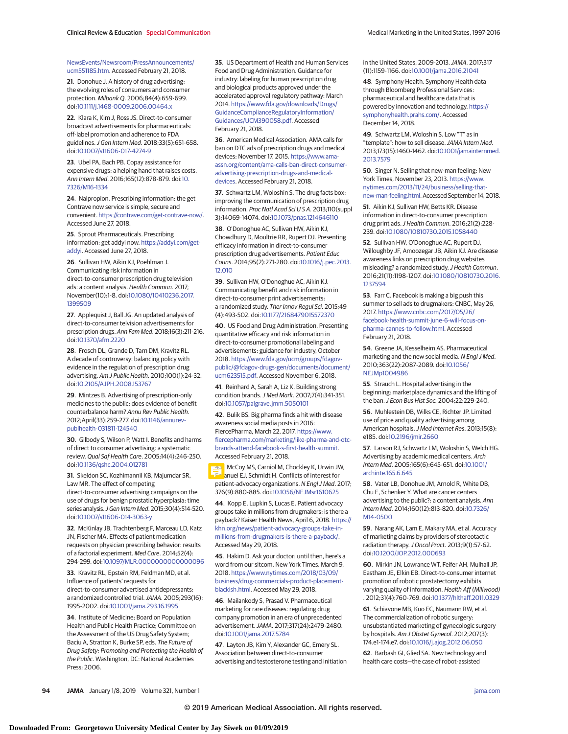NewsEvents/Newsroom/PressAnnouncements/ucm551185.htm. Accessed February 21, 2018.

**21**. Donohue J. A history of drug advertising: the evolving roles of consumers and consumer protection. *Milbank Q*. 2006;84(4):659-699. doi:10.1111/j.1468-0009.2006.00464.x

**22**. Klara K, Kim J, Ross JS. Direct-to-consumer broadcast advertisements for pharmaceuticals: off-label promotion and adherence to FDA guidelines. *J Gen Intern Med*. 2018;33(5):651-658. doi:10.1007/s11606-017-4274-9

**23**. Ubel PA, Bach PB. Copay assistance for expensive drugs: a helping hand that raises costs. *Ann Intern Med*. 2016;165(12):878-879. doi:10.7326/M16-1334

**24**. Nalpropion. Prescribing information: the get Contrave now service is simple, secure and convenient. https://contrave.com/get-contrave-now/. Accessed June 27, 2018.

**25**. Sprout Pharmaceuticals. Prescribing information: get addyi now. https://addyi.com/get-addyi. Accessed June 27, 2018.

**26**. Sullivan HW, Aikin KJ, Poehlman J. Communicating risk information in direct-to-consumer prescription drug television ads: a content analysis. *Health Commun*. 2017; November(10):1-8. doi:10.1080/10410236.2017.1399509

**27**. Applequist J, Ball JG. An updated analysis of direct-to-consumer telvision advertisements for prescription drugs. *Ann Fam Med*. 2018;16(3):211-216. doi:10.1370/afm.2220

**28**. Frosch DL, Grande D, Tarn DM, Kravitz RL. A decade of controversy: balancing policy with evidence in the regulation of prescription drug advertising. *Am J Public Health*. 2010;100(1):24-32. doi:10.2105/AJPH.2008.153767

**29**. Mintzes B. Advertising of prescription-only medicines to the public: does evidence of benefit counterbalance harm? *Annu Rev Public Health*. 2012;April(33):259-277. doi:10.1146/annurev-publhealth-031811-124540

**30**. Gilbody S, Wilson P, Watt I. Benefits and harms of direct to consumer advertising: a systematic review. *Qual Saf Health Care*. 2005;14(4):246-250. doi:10.1136/qshc.2004.012781

**31**. Skeldon SC, Kozhimannil KB, Majumdar SR, Law MR. The effect of competing direct-to-consumer advertising campaigns on the use of drugs for benign prostatic hyperplasia: time series analysis. *J Gen Intern Med*. 2015;30(4):514-520. doi:10.1007/s11606-014-3063-y

**32**. McKinlay JB, Trachtenberg F, Marceau LD, Katz JN, Fischer MA. Effects of patient medication requests on physician prescribing behavior: results of a factorial experiment. *Med Care*. 2014;52(4): 294-299. doi:10.1097/MLR.0000000000000096

**33**. Kravitz RL, Epstein RM, Feldman MD, et al. Influence of patients' requests for direct-to-consumer advertised antidepressants: a randomized controlled trial. *JAMA*. 2005;293(16): 1995-2002. doi:10.1001/jama.293.16.1995

**34**. Institute of Medicine; Board on Population Health and Public Health Practice; Committee on the Assessment of the US Drug Safety System; Baciu A, Stratton K, Burke SP, eds. *The Future of Drug Safety: Promoting and Protecting the Health of the Public*. Washington, DC: National Academies Press; 2006.

**35**. US Department of Health and Human Services Food and Drug Administration. Guidance for industry: labeling for human prescription drug and biological products approved under the accelerated approval regulatory pathway: March 2014. https://www.fda.gov/downloads/Drugs/GuidanceComplianceRegulatoryInformation/Guidances/UCM390058.pdf. Accessed February 21, 2018.

**36**. American Medical Association. AMA calls for ban on DTC ads of prescription drugs and medical devices: November 17, 2015. https://www.ama-assn.org/content/ama-calls-ban-direct-consumer-advertising-prescription-drugs-and-medical-devices. Accessed February 21, 2018.

**37**. Schwartz LM, Woloshin S. The drug facts box: improving the communication of prescription drug information. *Proc Natl Acad Sci U S A*. 2013;110(suppl 3):14069-14074. doi:10.1073/pnas.1214646110

**38**. O'Donoghue AC, Sullivan HW, Aikin KJ, Chowdhury D, Moultrie RR, Rupert DJ. Presenting efficacy information in direct-to-consumer prescription drug advertisements. *Patient Educ Couns*. 2014;95(2):271-280. doi:10.1016/j.pec.2013.12.010

**39**. Sullivan HW, O'Donoghue AC, Aikin KJ. Communicating benefit and risk information in direct-to-consumer print advertisements: a randomized study. *Ther Innov Regul Sci*. 2015;49 (4):493-502. doi:10.1177/2168479015572370

**40**. US Food and Drug Administration. Presenting quantitative efficacy and risk information in direct-to-consumer promotional labeling and advertisements: guidance for industry, October 2018. https://www.fda.gov/ucm/groups/fdagov-public/@fdagov-drugs-gen/documents/document/ucm623515.pdf. Accessed November 6, 2018.

**41**. Reinhard A, Sarah A, Liz K. Building strong condition brands. *J Med Mark*. 2007;7(4):341-351. doi:10.1057/palgrave.jmm.5050101

**42**. Bulik BS. Big pharma finds a hit with disease awareness social media posts in 2016: FiercePharma, March 22, 2017. https://www.fiercepharma.com/marketing/like-pharma-and-otc-brands-attend-facebook-s-first-health-summit. Accessed February 21, 2018.

**43**. McCoy MS, Carniol M, Chockley K, Urwin JW, Emanuel EJ, Schmidt H. Conflicts of interest for patient-advocacy organizations. *N Engl J Med*. 2017; 376(9):880-885. doi:10.1056/NEJMsr1610625

**44**. Kopp E, Lupkin S, Lucas E. Patient advocacy groups take in millions from drugmakers: is there a payback? Kaiser Health News, April 6, 2018. https://khn.org/news/patient-advocacy-groups-take-in-millions-from-drugmakers-is-there-a-payback/. Accessed May 29, 2018.

**45**. Hakim D. Ask your doctor: until then, here's a word from our sitcom. New York Times. March 9, 2018. https://www.nytimes.com/2018/03/09/business/drug-commercials-product-placement-blackish.html. Accessed May 29, 2018.

**46**. Mailankody S, Prasad V. Pharmaceutical marketing for rare diseases: regulating drug company promotion in an era of unprecedented advertisement. *JAMA*. 2017;317(24):2479-2480. doi:10.1001/jama.2017.5784

**47**. Layton JB, Kim Y, Alexander GC, Emery SL. Association between direct-to-consumer advertising and testosterone testing and initiation in the United States, 2009-2013. *JAMA*. 2017;317 (11):1159-1166. doi:10.1001/jama.2016.21041

**48**. Symphony Health. Symphony Health data through Bloomberg Professional Services: pharmaceutical and healthcare data that is powered by innovation and technology. https://symphonyhealth.prahs.com/. Accessed December 14, 2018.

**49**. Schwartz LM, Woloshin S. Low "T" as in "template": how to sell disease. *JAMA Intern Med*. 2013;173(15):1460-1462. doi:10.1001/jamainternmed.2013.7579

**50**. Singer N. Selling that new-man feeling: New York Times, November 23, 2013. https://www.nytimes.com/2013/11/24/business/selling-that-new-man-feeling.html. Accessed September 14, 2018.

**51**. Aikin KJ, Sullivan HW, Betts KR. Disease information in direct-to-consumer prescription drug print ads. *J Health Commun*. 2016;21(2):228-239. doi:10.1080/10810730.2015.1058440

**52**. Sullivan HW, O'Donoghue AC, Rupert DJ, Willoughby JF, Amoozegar JB, Aikin KJ. Are disease awareness links on prescription drug websites misleading? a randomized study. *J Health Commun*. 2016;21(11):1198-1207. doi:10.1080/10810730.2016.1237594

**53**. Farr C. Facebook is making a big push this summer to sell ads to drugmakers: CNBC, May 26, 2017. https://www.cnbc.com/2017/05/26/facebook-health-summit-june-6-will-focus-on-pharma-cannes-to-follow.html. Accessed February 21, 2018.

**54**. Greene JA, Kesselheim AS. Pharmaceutical marketing and the new social media. *N Engl J Med*. 2010;363(22):2087-2089. doi:10.1056/NEJMp1004986

**55**. Strauch L. Hospital advertising in the beginning: marketplace dynamics and the lifting of the ban. *J Econ Bus Hist Soc*. 2004;22:229-240.

**56**. Muhlestein DB, Wilks CE, Richter JP. Limited use of price and quality advertising among American hospitals. *J Med Internet Res*. 2013;15(8): e185. doi:10.2196/jmir.2660

**57**. Larson RJ, Schwartz LM, Woloshin S, Welch HG. Advertising by academic medical centers. *Arch Intern Med*. 2005;165(6):645-651. doi:10.1001/archinte.165.6.645

**58**. Vater LB, Donohue JM, Arnold R, White DB, Chu E, Schenker Y. What are cancer centers advertising to the public?: a content analysis. *Ann Intern Med*. 2014;160(12):813-820. doi:10.7326/M14-0500

**59**. Narang AK, Lam E, Makary MA, et al. Accuracy of marketing claims by providers of stereotactic radiation therapy. *J Oncol Pract*. 2013;9(1):57-62. doi:10.1200/JOP.2012.000693

**60**. Mirkin JN, Lowrance WT, Feifer AH, Mulhall JP, Eastham JE, Elkin EB. Direct-to-consumer internet promotion of robotic prostatectomy exhibits varying quality of information. *Health Aff (Millwood)*. 2012;31(4):760-769. doi:10.1377/hlthaff.2011.0329

**61**. Schiavone MB, Kuo EC, Naumann RW, et al. The commercialization of robotic surgery: unsubstantiated marketing of gynecologic surgery by hospitals. *Am J Obstet Gynecol*. 2012;207(3): 174.e1-174.e7. doi:10.1016/j.ajog.2012.06.050

**62**. Barbash GI, Glied SA. New technology and health care costs—the case of robot-assisted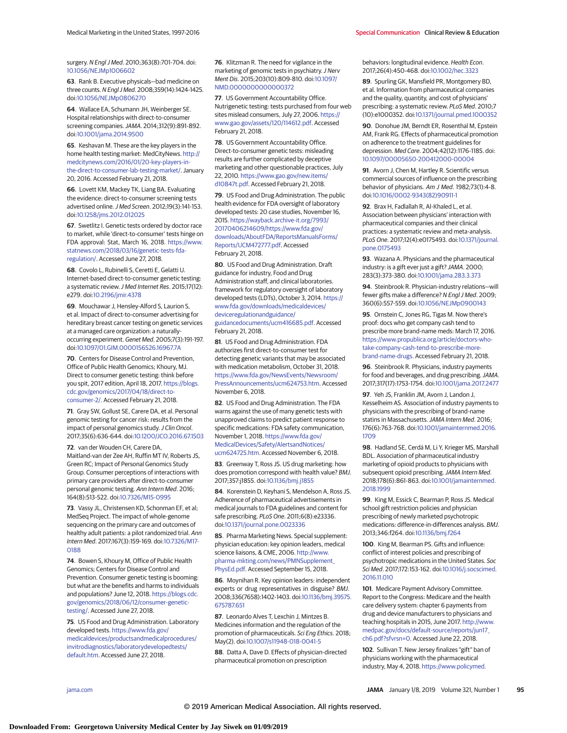surgery. *N Engl J Med*. 2010;363(8):701-704. doi:10.1056/NEJMp1006602

**63**. Rank B. Executive physicals—bad medicine on three counts. *N Engl J Med*. 2008;359(14):1424-1425. doi:10.1056/NEJMp0806270

**64**. Wallace EA, Schumann JH, Weinberger SE. Hospital relationships with direct-to-consumer screening companies. *JAMA*. 2014;312(9):891-892. doi:10.1001/jama.2014.9500

**65**. Keshavan M. These are the key players in the home health testing market: MedCityNews. http://medcitynews.com/2016/01/20-key-players-in-the-direct-to-consumer-lab-testing-market/. January 20, 2016. Accessed February 21, 2018.

**66**. Lovett KM, Mackey TK, Liang BA. Evaluating the evidence: direct-to-consumer screening tests advertised online. *J Med Screen*. 2012;19(3):141-153. doi:10.1258/jms.2012.012025

**67**. Swetlitz I. Genetic tests ordered by doctor race to market, while 'direct-to-consumer' tests hinge on FDA approval: Stat, March 16, 2018. https://www.statnews.com/2018/03/16/genetic-tests-fda-regulation/. Accessed June 27, 2018.

**68**. Covolo L, Rubinelli S, Ceretti E, Gelatti U. Internet-based direct-to-consumer genetic testing: a systematic review. *J Med Internet Res*. 2015;17(12):e279. doi:10.2196/jmir.4378

**69**. Mouchawar J, Hensley-Alford S, Laurion S, et al. Impact of direct-to-consumer advertising for hereditary breast cancer testing on genetic services at a managed care organization: a naturally-occurring experiment. *Genet Med*. 2005;7(3):191-197. doi:10.1097/01.GIM.0000156526.16967.7A

**70**. Centers for Disease Control and Prevention, Office of Public Health Genomics; Khoury, MJ. Direct to consumer genetic testing: think before you spit, 2017 edition, April 18, 2017. https://blogs.cdc.gov/genomics/2017/04/18/direct-to-consumer-2/. Accessed February 21, 2018.

**71**. Gray SW, Gollust SE, Carere DA, et al. Personal genomic testing for cancer risk: results from the impact of personal genomics study. *J Clin Oncol*. 2017;35(6):636-644. doi:10.1200/JCO.2016.67.1503

**72**. van der Wouden CH, Carere DA, Maitland-van der Zee AH, Ruffin MT IV, Roberts JS, Green RC; Impact of Personal Genomics Study Group. Consumer perceptions of interactions with primary care providers after direct-to-consumer personal genomic testing. *Ann Intern Med*. 2016;164(8):513-522. doi:10.7326/M15-0995

**73**. Vassy JL, Christensen KD, Schonman EF, et al; MedSeq Project. The impact of whole-genome sequencing on the primary care and outcomes of healthy adult patients: a pilot randomized trial. *Ann Intern Med*. 2017;167(3):159-169. doi:10.7326/M17-0188

**74**. Bowen S, Khoury M, Office of Public Health Genomics; Centers for Disease Control and Prevention. Consumer genetic testing is booming: but what are the benefits and harms to individuals and populations? June 12, 2018. https://blogs.cdc.gov/genomics/2018/06/12/consumer-genetic-testing/. Accessed June 27, 2018.

**75**. US Food and Drug Administration. Laboratory developed tests. https://www.fda.gov/medicaldevices/productsandmedicalprocedures/invitrodiagnostics/laboratorydevelopedtests/default.htm. Accessed June 27, 2018.

**76**. Klitzman R. The need for vigilance in the marketing of genomic tests in psychiatry. *J Nerv Ment Dis*. 2015;203(10):809-810. doi:10.1097/NMD.0000000000000372

**77**. US Government Accountability Office. Nutrigenetic testing: tests purchased from four web sites mislead consumers, July 27, 2006. https://www.gao.gov/assets/120/114612.pdf. Accessed February 21, 2018.

**78**. US Government Accountability Office. Direct-to-consumer genetic tests: misleading results are further complicated by deceptive marketing and other questionable practices, July 22, 2010. https://www.gao.gov/new.items/d10847t.pdf. Accessed February 21, 2018.

**79**. US Food and Drug Administration. The public health evidence for FDA oversight of laboratory developed tests: 20 case studies, November 16, 2015. https://wayback.archive-it.org/7993/20170406214609/https://www.fda.gov/downloads/AboutFDA/ReportsManualsForms/Reports/UCM472777.pdf. Accessed February 21, 2018.

**80**. US Food and Drug Administration. Draft guidance for industry, Food and Drug Administration staff, and clinical laboratories. framework for regulatory oversight of laboratory developed tests (LDTs), October 3, 2014. https://www.fda.gov/downloads/medicaldevices/deviceregulationandguidance/guidancedocuments/ucm416685.pdf. Accessed February 21, 2018.

**81**. US Food and Drug Administration. FDA authorizes first direct-to-consumer test for detecting genetic variants that may be associated with medication metabolism, October 31, 2018. https://www.fda.gov/NewsEvents/Newsroom/PressAnnouncements/ucm624753.htm. Accessed November 6, 2018.

**82**. US Food and Drug Administration. The FDA warns against the use of many genetic tests with unapproved claims to predict patient response to specific medications: FDA safety communication, November 1, 2018. https://www.fda.gov/MedicalDevices/Safety/AlertsandNotices/ucm624725.htm. Accessed November 6, 2018.

**83**. Greenway T, Ross JS. US drug marketing: how does promotion correspond with health value? *BMJ*. 2017;357:j1855. doi:10.1136/bmj.j1855

**84**. Korenstein D, Keyhani S, Mendelson A, Ross JS. Adherence of pharmaceutical advertisements in medical journals to FDA guidelines and content for safe prescribing. *PLoS One*. 2011;6(8):e23336. doi:10.1371/journal.pone.0023336

**85**. Pharma Marketing News. Special supplement: physician education: key opinion leaders, medical science liaisons, & CME, 2006. http://www.pharma-mkting.com/news/PMNSupplement_PhysEd.pdf. Accessed September 15, 2018.

**86**. Moynihan R. Key opinion leaders: independent experts or drug representatives in disguise? *BMJ*. 2008;336(7658):1402-1403. doi:10.1136/bmj.39575.675787.651

**87**. Leonardo Alves T, Lexchin J, Mintzes B. Medicines information and the regulation of the promotion of pharmaceuticals. *Sci Eng Ethics*. 2018; May(2). doi:10.1007/s11948-018-0041-5

**88**. Datta A, Dave D. Effects of physician-directed pharmaceutical promotion on prescription behaviors: longitudinal evidence. *Health Econ*. 2017;26(4):450-468. doi:10.1002/hec.3323

**89**. Spurling GK, Mansfield PR, Montgomery BD, et al. Information from pharmaceutical companies and the quality, quantity, and cost of physicians' prescribing: a systematic review. *PLoS Med*. 2010;7(10):e1000352. doi:10.1371/journal.pmed.1000352

**90**. Donohue JM, Berndt ER, Rosenthal M, Epstein AM, Frank RG. Effects of pharmaceutical promotion on adherence to the treatment guidelines for depression. *Med Care*. 2004;42(12):1176-1185. doi:10.1097/00005650-200412000-00004

**91**. Avorn J, Chen M, Hartley R. Scientific versus commercial sources of influence on the prescribing behavior of physicians. *Am J Med*. 1982;73(1):4-8. doi:10.1016/0002-9343(82)90911-1

**92**. Brax H, Fadlallah R, Al-Khaled L, et al. Association between physicians' interaction with pharmaceutical companies and their clinical practices: a systematic review and meta-analysis. *PLoS One*. 2017;12(4):e0175493. doi:10.1371/journal.pone.0175493

**93**. Wazana A. Physicians and the pharmaceutical industry: is a gift ever just a gift? *JAMA*. 2000;283(3):373-380. doi:10.1001/jama.283.3.373

**94**. Steinbrook R. Physician-industry relations—will fewer gifts make a difference? *N Engl J Med*. 2009;360(6):557-559. doi:10.1056/NEJMp0900143

**95**. Ornstein C, Jones RG, Tigas M. Now there's proof: docs who get company cash tend to prescribe more brand-name meds: March 17, 2016. https://www.propublica.org/article/doctors-who-take-company-cash-tend-to-prescribe-more-brand-name-drugs. Accessed February 21, 2018.

**96**. Steinbrook R. Physicians, industry payments for food and beverages, and drug prescribing. *JAMA*. 2017;317(17):1753-1754. doi:10.1001/jama.2017.2477

**97**. Yeh JS, Franklin JM, Avorn J, Landon J, Kesselheim AS. Association of industry payments to physicians with the prescribing of brand-name statins in Massachusetts. *JAMA Intern Med*. 2016;176(6):763-768. doi:10.1001/jamainternmed.2016.1709

**98**. Hadland SE, Cerdá M, Li Y, Krieger MS, Marshall BDL. Association of pharmaceutical industry marketing of opioid products to physicians with subsequent opioid prescribing. *JAMA Intern Med*. 2018;178(6):861-863. doi:10.1001/jamainternmed.2018.1999

**99**. King M, Essick C, Bearman P, Ross JS. Medical school gift restriction policies and physician prescribing of newly marketed psychotropic medications: difference-in-differences analysis. *BMJ*. 2013;346:f264. doi:10.1136/bmj.f264

**100**. King M, Bearman PS. Gifts and influence: conflict of interest policies and prescribing of psychotropic medications in the United States. *Soc Sci Med*. 2017;172:153-162. doi:10.1016/j.socscimed.2016.11.010

**101**. Medicare Payment Advisory Committee. Report to the Congress: Medicare and the health care delivery system: chapter 6 payments from drug and device manufacturers to physicians and teaching hospitals in 2015, June 2017. http://www.medpac.gov/docs/default-source/reports/jun17_ch6.pdf?sfvrsn=0. Accessed June 22, 2018.

**102**. Sullivan T. New Jersey finalizes "gift" ban of physicians working with the pharmaceutical industry, May 4, 2018. https://www.policymed.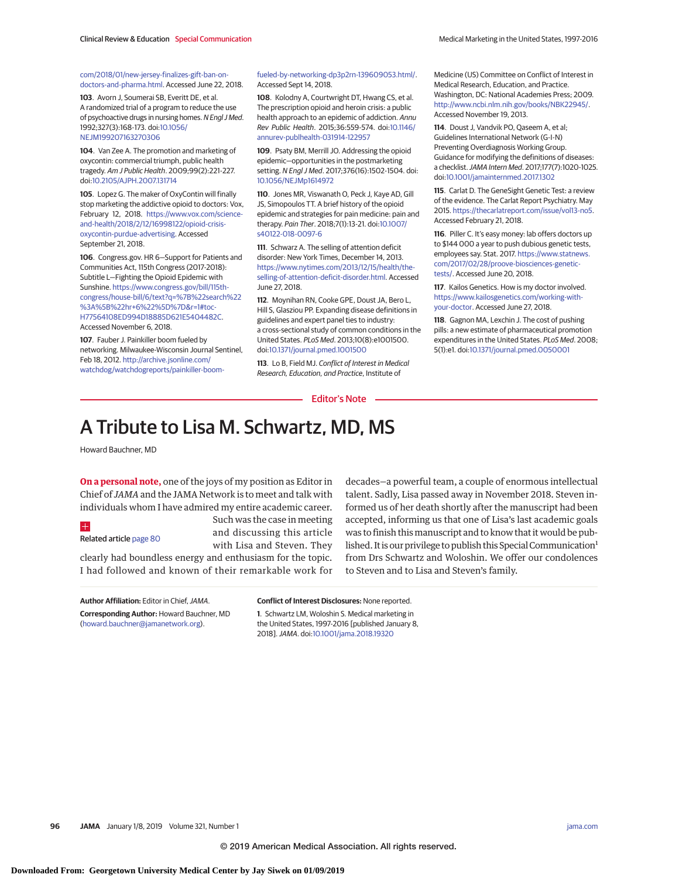com/2018/01/new-jersey-finalizes-gift-ban-on-doctors-and-pharma.html. Accessed June 22, 2018.

**103**. Avorn J, Soumerai SB, Everitt DE, et al. A randomized trial of a program to reduce the use of psychoactive drugs in nursing homes. *N Engl J Med*. 1992;327(3):168-173. doi:10.1056/NEJM199207163270306

**104**. Van Zee A. The promotion and marketing of oxycontin: commercial triumph, public health tragedy. *Am J Public Health*. 2009;99(2):221-227. doi:10.2105/AJPH.2007.131714

**105**. Lopez G. The maker of OxyContin will finally stop marketing the addictive opioid to doctors: Vox, February 12, 2018. https://www.vox.com/science-and-health/2018/2/12/16998122/opioid-crisis-oxycontin-purdue-advertising. Accessed September 21, 2018.

**106**. Congress.gov. HR 6—Support for Patients and Communities Act, 115th Congress (2017-2018): Subtitle L—Fighting the Opioid Epidemic with Sunshine. https://www.congress.gov/bill/115th-congress/house-bill/6/text?q=%7B%22search%22%3A%5B%22hr+6%22%5D%7D&r=1#toc-H77564108ED994D18885D621E5404482C. Accessed November 6, 2018.

**107**. Fauber J. Painkiller boom fueled by networking. Milwaukee-Wisconsin Journal Sentinel, Feb 18, 2012. http://archive.jsonline.com/watchdog/watchdogreports/painkiller-boom-fueled-by-networking-dp3p2rn-139609053.html/. Accessed Sept 14, 2018.

**108**. Kolodny A, Courtwright DT, Hwang CS, et al. The prescription opioid and heroin crisis: a public health approach to an epidemic of addiction. *Annu Rev Public Health*. 2015;36:559-574. doi:10.1146/annurev-publhealth-031914-122957

**109**. Psaty BM, Merrill JO. Addressing the opioid epidemic—opportunities in the postmarketing setting. *N Engl J Med*. 2017;376(16):1502-1504. doi:10.1056/NEJMp1614972

**110**. Jones MR, Viswanath O, Peck J, Kaye AD, Gill JS, Simopoulos TT. A brief history of the opioid epidemic and strategies for pain medicine: pain and therapy. *Pain Ther*. 2018;7(1):13-21. doi:10.1007/s40122-018-0097-6

**111**. Schwarz A. The selling of attention deficit disorder: New York Times, December 14, 2013. https://www.nytimes.com/2013/12/15/health/the-selling-of-attention-deficit-disorder.html. Accessed June 27, 2018.

**112**. Moynihan RN, Cooke GPE, Doust JA, Bero L, Hill S, Glasziou PP. Expanding disease definitions in guidelines and expert panel ties to industry: a cross-sectional study of common conditions in the United States. *PLoS Med*. 2013;10(8):e1001500. doi:10.1371/journal.pmed.1001500

**113**. Lo B, Field MJ. *Conflict of Interest in Medical Research, Education, and Practice*, Institute of Medicine (US) Committee on Conflict of Interest in Medical Research, Education, and Practice. Washington, DC: National Academies Press; 2009. http://www.ncbi.nlm.nih.gov/books/NBK22945/. Accessed November 19, 2013.

**114**. Doust J, Vandvik PO, Qaseem A, et al; Guidelines International Network (G-I-N) Preventing Overdiagnosis Working Group. Guidance for modifying the definitions of diseases: a checklist. *JAMA Intern Med*. 2017;177(7):1020-1025. doi:10.1001/jamainternmed.2017.1302

**115**. Carlat D. The GeneSight Genetic Test: a review of the evidence. The Carlat Report Psychiatry. May 2015. https://thecarlatreport.com/issue/vol13-no5. Accessed February 21, 2018.

**116**. Piller C. It's easy money: lab offers doctors up to $144 000 a year to push dubious genetic tests, employees say. Stat. 2017. https://www.statnews.com/2017/02/28/proove-biosciences-genetic-tests/. Accessed June 20, 2018.

**117**. Kailos Genetics. How is my doctor involved. https://www.kailosgenetics.com/working-with-your-doctor. Accessed June 27, 2018.

**118**. Gagnon MA, Lexchin J. The cost of pushing pills: a new estimate of pharmaceutical promotion expenditures in the United States. *PLoS Med*. 2008; 5(1):e1. doi:10.1371/journal.pmed.0050001

Editor's Note

# A Tribute to Lisa M. Schwartz, MD, MS

Howard Bauchner, MD

Related article page 80

**On a personal note,** one of the joys of my position as Editor in Chief of *JAMA* and the JAMA Network is to meet and talk with individuals whom I have admired my entire academic career. Such was the case in meeting and discussing this article with Lisa and Steven. They clearly had boundless energy and enthusiasm for the topic. I had followed and known of their remarkable work for decades—a powerful team, a couple of enormous intellectual talent. Sadly, Lisa passed away in November 2018. Steven informed us of her death shortly after the manuscript had been accepted, informing us that one of Lisa's last academic goals was to finish this manuscript and to know that it would be published. It is our privilege to publish this Special Communication[1] from Drs Schwartz and Woloshin. We offer our condolences to Steven and to Lisa and Steven's family.

**Author Affiliation:** Editor in Chief, *JAMA*.

**Corresponding Author:** Howard Bauchner, MD (howard.bauchner@jamanetwork.org).

**Conflict of Interest Disclosures:** None reported.

**1**. Schwartz LM, Woloshin S. Medical marketing in the United States, 1997-2016 [published January 8, 2018]. *JAMA*. doi:10.1001/jama.2018.19320